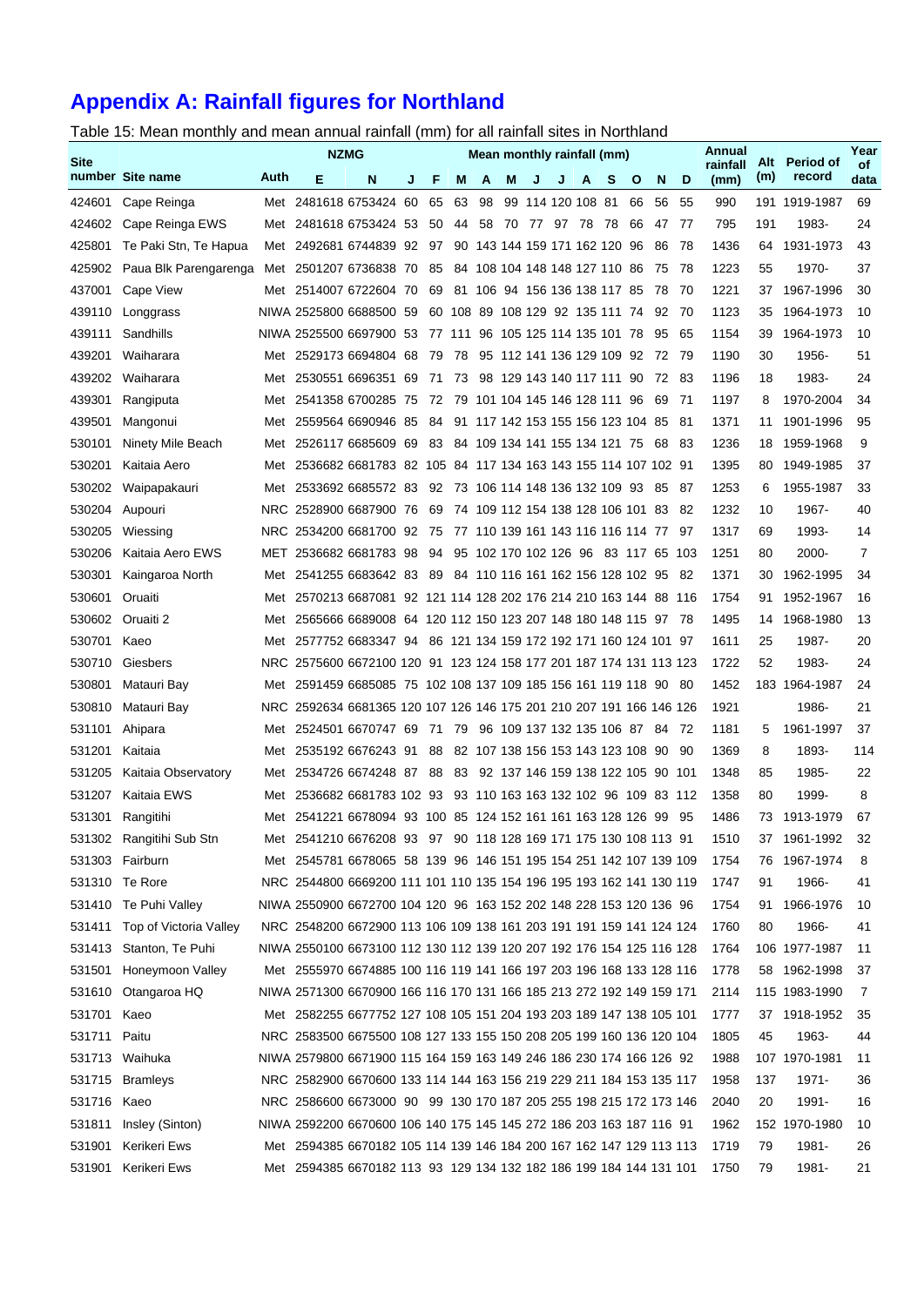# Appendix A: Rainfall figures for Northland

Table 15: Mean monthly and mean annual rainfall (mm) for all rainfall sites in Northland

| Site number | Site name | Auth | NZMG E | NZMG N | J | F | M | A | M | J | J | A | S | O | N | D | Annual rainfall (mm) | Alt (m) | Period of record | Year of data |
|---|---|---|---|---|---|---|---|---|---|---|---|---|---|---|---|---|---|---|---|---|
| 424601 | Cape Reinga | Met | 2481618 | 6753424 | 60 | 65 | 63 | 98 | 99 | 114 | 120 | 108 | 81 | 66 | 56 | 55 | 990 | 191 | 1919-1987 | 69 |
| 424602 | Cape Reinga EWS | Met | 2481618 | 6753424 | 53 | 50 | 44 | 58 | 70 | 77 | 97 | 78 | 78 | 66 | 47 | 77 | 795 | 191 | 1983- | 24 |
| 425801 | Te Paki Stn, Te Hapua | Met | 2492681 | 6744839 | 92 | 97 | 90 | 143 | 144 | 159 | 171 | 162 | 120 | 96 | 86 | 78 | 1436 | 64 | 1931-1973 | 43 |
| 425902 | Paua Blk Parengarenga | Met | 2501207 | 6736838 | 70 | 85 | 84 | 108 | 104 | 148 | 148 | 127 | 110 | 86 | 75 | 78 | 1223 | 55 | 1970- | 37 |
| 437001 | Cape View | Met | 2514007 | 6722604 | 70 | 69 | 81 | 106 | 94 | 156 | 136 | 138 | 117 | 85 | 78 | 70 | 1221 | 37 | 1967-1996 | 30 |
| 439110 | Longgrass | NIWA | 2525800 | 6688500 | 59 | 60 | 108 | 89 | 108 | 129 | 92 | 135 | 111 | 74 | 92 | 70 | 1123 | 35 | 1964-1973 | 10 |
| 439111 | Sandhills | NIWA | 2525500 | 6697900 | 53 | 77 | 111 | 96 | 105 | 125 | 114 | 135 | 101 | 78 | 95 | 65 | 1154 | 39 | 1964-1973 | 10 |
| 439201 | Waiharara | Met | 2529173 | 6694804 | 68 | 79 | 78 | 95 | 112 | 141 | 136 | 129 | 109 | 92 | 72 | 79 | 1190 | 30 | 1956- | 51 |
| 439202 | Waiharara | Met | 2530551 | 6696351 | 69 | 71 | 73 | 98 | 129 | 143 | 140 | 117 | 111 | 90 | 72 | 83 | 1196 | 18 | 1983- | 24 |
| 439301 | Rangiputa | Met | 2541358 | 6700285 | 75 | 72 | 79 | 101 | 104 | 145 | 146 | 128 | 111 | 96 | 69 | 71 | 1197 | 8 | 1970-2004 | 34 |
| 439501 | Mangonui | Met | 2559564 | 6690946 | 85 | 84 | 91 | 117 | 142 | 153 | 155 | 156 | 123 | 104 | 85 | 81 | 1371 | 11 | 1901-1996 | 95 |
| 530101 | Ninety Mile Beach | Met | 2526117 | 6685609 | 69 | 83 | 84 | 109 | 134 | 141 | 155 | 134 | 121 | 75 | 68 | 83 | 1236 | 18 | 1959-1968 | 9 |
| 530201 | Kaitaia Aero | Met | 2536682 | 6681783 | 82 | 105 | 84 | 117 | 134 | 163 | 143 | 155 | 114 | 107 | 102 | 91 | 1395 | 80 | 1949-1985 | 37 |
| 530202 | Waipapakauri | Met | 2533692 | 6685572 | 83 | 92 | 73 | 106 | 114 | 148 | 136 | 132 | 109 | 93 | 85 | 87 | 1253 | 6 | 1955-1987 | 33 |
| 530204 | Aupouri | NRC | 2528900 | 6687900 | 76 | 69 | 74 | 109 | 112 | 154 | 138 | 128 | 106 | 101 | 83 | 82 | 1232 | 10 | 1967- | 40 |
| 530205 | Wiessing | NRC | 2534200 | 6681700 | 92 | 75 | 77 | 110 | 139 | 161 | 143 | 116 | 116 | 114 | 77 | 97 | 1317 | 69 | 1993- | 14 |
| 530206 | Kaitaia Aero EWS | MET | 2536682 | 6681783 | 98 | 94 | 95 | 102 | 170 | 102 | 126 | 96 | 83 | 117 | 65 | 103 | 1251 | 80 | 2000- | 7 |
| 530301 | Kaingaroa North | Met | 2541255 | 6683642 | 83 | 89 | 84 | 110 | 116 | 161 | 162 | 156 | 128 | 102 | 95 | 82 | 1371 | 30 | 1962-1995 | 34 |
| 530601 | Oruaiti | Met | 2570213 | 6687081 | 92 | 121 | 114 | 128 | 202 | 176 | 214 | 210 | 163 | 144 | 88 | 116 | 1754 | 91 | 1952-1967 | 16 |
| 530602 | Oruaiti 2 | Met | 2565666 | 6689008 | 64 | 120 | 112 | 150 | 123 | 207 | 148 | 180 | 148 | 115 | 97 | 78 | 1495 | 14 | 1968-1980 | 13 |
| 530701 | Kaeo | Met | 2577752 | 6683347 | 94 | 86 | 121 | 134 | 159 | 172 | 192 | 171 | 160 | 124 | 101 | 97 | 1611 | 25 | 1987- | 20 |
| 530710 | Giesbers | NRC | 2575600 | 6672100 | 120 | 91 | 123 | 124 | 158 | 177 | 201 | 187 | 174 | 131 | 113 | 123 | 1722 | 52 | 1983- | 24 |
| 530801 | Matauri Bay | Met | 2591459 | 6685085 | 75 | 102 | 108 | 137 | 109 | 185 | 156 | 161 | 119 | 118 | 90 | 80 | 1452 | 183 | 1964-1987 | 24 |
| 530810 | Matauri Bay | NRC | 2592634 | 6681365 | 120 | 107 | 126 | 146 | 175 | 201 | 210 | 207 | 191 | 166 | 146 | 126 | 1921 | | 1986- | 21 |
| 531101 | Ahipara | Met | 2524501 | 6670747 | 69 | 71 | 79 | 96 | 109 | 137 | 132 | 135 | 106 | 87 | 84 | 72 | 1181 | 5 | 1961-1997 | 37 |
| 531201 | Kaitaia | Met | 2535192 | 6676243 | 91 | 88 | 82 | 107 | 138 | 156 | 153 | 143 | 123 | 108 | 90 | 90 | 1369 | 8 | 1893- | 114 |
| 531205 | Kaitaia Observatory | Met | 2534726 | 6674248 | 87 | 88 | 83 | 92 | 137 | 146 | 159 | 138 | 122 | 105 | 90 | 101 | 1348 | 85 | 1985- | 22 |
| 531207 | Kaitaia EWS | Met | 2536682 | 6681783 | 102 | 93 | 93 | 110 | 163 | 163 | 132 | 102 | 96 | 109 | 83 | 112 | 1358 | 80 | 1999- | 8 |
| 531301 | Rangitihi | Met | 2541221 | 6678094 | 93 | 100 | 85 | 124 | 152 | 161 | 161 | 163 | 128 | 126 | 99 | 95 | 1486 | 73 | 1913-1979 | 67 |
| 531302 | Rangitihi Sub Stn | Met | 2541210 | 6676208 | 93 | 97 | 90 | 118 | 128 | 169 | 171 | 175 | 130 | 108 | 113 | 91 | 1510 | 37 | 1961-1992 | 32 |
| 531303 | Fairburn | Met | 2545781 | 6678065 | 58 | 139 | 96 | 146 | 151 | 195 | 154 | 251 | 142 | 107 | 139 | 109 | 1754 | 76 | 1967-1974 | 8 |
| 531310 | Te Rore | NRC | 2544800 | 6669200 | 111 | 101 | 110 | 135 | 154 | 196 | 195 | 193 | 162 | 141 | 130 | 119 | 1747 | 91 | 1966- | 41 |
| 531410 | Te Puhi Valley | NIWA | 2550900 | 6672700 | 104 | 120 | 96 | 163 | 152 | 202 | 148 | 228 | 153 | 120 | 136 | 96 | 1754 | 91 | 1966-1976 | 10 |
| 531411 | Top of Victoria Valley | NRC | 2548200 | 6672900 | 113 | 106 | 109 | 138 | 161 | 203 | 191 | 191 | 159 | 141 | 124 | 124 | 1760 | 80 | 1966- | 41 |
| 531413 | Stanton, Te Puhi | NIWA | 2550100 | 6673100 | 112 | 130 | 112 | 139 | 120 | 207 | 192 | 176 | 154 | 125 | 116 | 128 | 1764 | 106 | 1977-1987 | 11 |
| 531501 | Honeymoon Valley | Met | 2555970 | 6674885 | 100 | 116 | 119 | 141 | 166 | 197 | 203 | 196 | 168 | 133 | 128 | 116 | 1778 | 58 | 1962-1998 | 37 |
| 531610 | Otangaroa HQ | NIWA | 2571300 | 6670900 | 166 | 116 | 170 | 131 | 166 | 185 | 213 | 272 | 192 | 149 | 159 | 171 | 2114 | 115 | 1983-1990 | 7 |
| 531701 | Kaeo | Met | 2582255 | 6677752 | 127 | 108 | 105 | 151 | 204 | 193 | 203 | 189 | 147 | 138 | 105 | 101 | 1777 | 37 | 1918-1952 | 35 |
| 531711 | Paitu | NRC | 2583500 | 6675500 | 108 | 127 | 133 | 155 | 150 | 208 | 205 | 199 | 160 | 136 | 120 | 104 | 1805 | 45 | 1963- | 44 |
| 531713 | Waihuka | NIWA | 2579800 | 6671900 | 115 | 164 | 159 | 163 | 149 | 246 | 186 | 230 | 174 | 166 | 126 | 92 | 1988 | 107 | 1970-1981 | 11 |
| 531715 | Bramleys | NRC | 2582900 | 6670600 | 133 | 114 | 144 | 163 | 156 | 219 | 229 | 211 | 184 | 153 | 135 | 117 | 1958 | 137 | 1971- | 36 |
| 531716 | Kaeo | NRC | 2586600 | 6673000 | 90 | 99 | 130 | 170 | 187 | 205 | 255 | 198 | 215 | 172 | 173 | 146 | 2040 | 20 | 1991- | 16 |
| 531811 | Insley (Sinton) | NIWA | 2592200 | 6670600 | 106 | 140 | 175 | 145 | 145 | 272 | 186 | 203 | 163 | 187 | 116 | 91 | 1962 | 152 | 1970-1980 | 10 |
| 531901 | Kerikeri Ews | Met | 2594385 | 6670182 | 105 | 114 | 139 | 146 | 184 | 200 | 167 | 162 | 147 | 129 | 113 | 113 | 1719 | 79 | 1981- | 26 |
| 531901 | Kerikeri Ews | Met | 2594385 | 6670182 | 113 | 93 | 129 | 134 | 132 | 182 | 186 | 199 | 184 | 144 | 131 | 101 | 1750 | 79 | 1981- | 21 |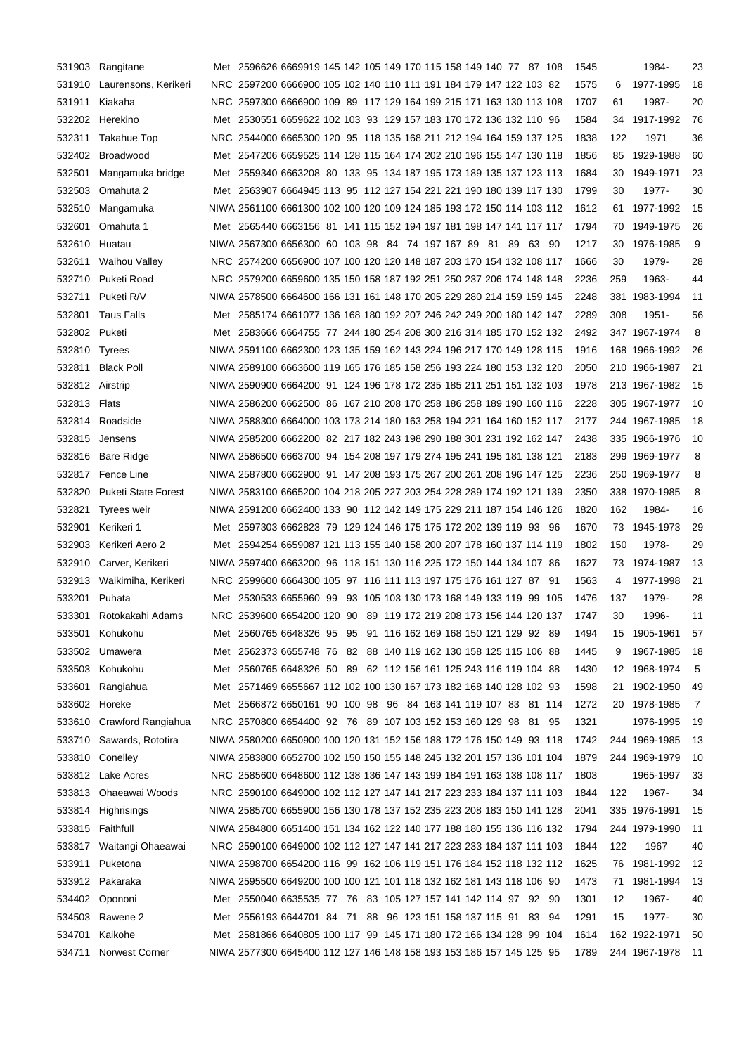| | | | | | | | | | | | | | | | | | | | | | |
|---|---|---|---|---|---|---|---|---|---|---|---|---|---|---|---|---|---|---|---|---|---|
| 531903 | Rangitane | Met | 2596626 | 6669919 | 145 | 142 | 105 | 149 | 170 | 115 | 158 | 149 | 140 | 77 | 87 | 108 | 1545 | | 1984- | 23 |
| 531910 | Laurensons, Kerikeri | NRC | 2597200 | 6666900 | 105 | 102 | 140 | 110 | 111 | 191 | 184 | 179 | 147 | 122 | 103 | 82 | 1575 | 6 | 1977-1995 | 18 |
| 531911 | Kiakaha | NRC | 2597300 | 6666900 | 109 | 89 | 117 | 129 | 164 | 199 | 215 | 171 | 163 | 130 | 113 | 108 | 1707 | 61 | 1987- | 20 |
| 532202 | Herekino | Met | 2530551 | 6659622 | 102 | 103 | 93 | 129 | 157 | 183 | 170 | 172 | 136 | 132 | 110 | 96 | 1584 | 34 | 1917-1992 | 76 |
| 532311 | Takahue Top | NRC | 2544000 | 6665300 | 120 | 95 | 118 | 135 | 168 | 211 | 212 | 194 | 164 | 159 | 137 | 125 | 1838 | 122 | 1971 | 36 |
| 532402 | Broadwood | Met | 2547206 | 6659525 | 114 | 128 | 115 | 164 | 174 | 202 | 210 | 196 | 155 | 147 | 130 | 118 | 1856 | 85 | 1929-1988 | 60 |
| 532501 | Mangamuka bridge | Met | 2559340 | 6663208 | 80 | 133 | 95 | 134 | 187 | 195 | 173 | 189 | 135 | 137 | 123 | 113 | 1684 | 30 | 1949-1971 | 23 |
| 532503 | Omahuta 2 | Met | 2563907 | 6664945 | 113 | 95 | 112 | 127 | 154 | 221 | 221 | 190 | 180 | 139 | 117 | 130 | 1799 | 30 | 1977- | 30 |
| 532510 | Mangamuka | NIWA | 2561100 | 6661300 | 102 | 100 | 120 | 109 | 124 | 185 | 193 | 172 | 150 | 114 | 103 | 112 | 1612 | 61 | 1977-1992 | 15 |
| 532601 | Omahuta 1 | Met | 2565440 | 6663156 | 81 | 141 | 115 | 152 | 194 | 197 | 181 | 198 | 147 | 141 | 117 | 117 | 1794 | 70 | 1949-1975 | 26 |
| 532610 | Huatau | NIWA | 2567300 | 6656300 | 60 | 103 | 98 | 84 | 74 | 197 | 167 | 89 | 81 | 89 | 63 | 90 | 1217 | 30 | 1976-1985 | 9 |
| 532611 | Waihou Valley | NRC | 2574200 | 6656900 | 107 | 100 | 120 | 120 | 148 | 187 | 203 | 170 | 154 | 132 | 108 | 117 | 1666 | 30 | 1979- | 28 |
| 532710 | Puketi Road | NRC | 2579200 | 6659600 | 135 | 150 | 158 | 187 | 192 | 251 | 250 | 237 | 206 | 174 | 148 | 148 | 2236 | 259 | 1963- | 44 |
| 532711 | Puketi R/V | NIWA | 2578500 | 6664600 | 166 | 131 | 161 | 148 | 170 | 205 | 229 | 280 | 214 | 159 | 159 | 145 | 2248 | 381 | 1983-1994 | 11 |
| 532801 | Taus Falls | Met | 2585174 | 6661077 | 136 | 168 | 180 | 192 | 207 | 246 | 242 | 249 | 200 | 180 | 142 | 147 | 2289 | 308 | 1951- | 56 |
| 532802 | Puketi | Met | 2583666 | 6664755 | 77 | 244 | 180 | 254 | 208 | 300 | 216 | 314 | 185 | 170 | 152 | 132 | 2492 | 347 | 1967-1974 | 8 |
| 532810 | Tyrees | NIWA | 2591100 | 6662300 | 123 | 135 | 159 | 162 | 143 | 224 | 196 | 217 | 170 | 149 | 128 | 115 | 1916 | 168 | 1966-1992 | 26 |
| 532811 | Black Poll | NIWA | 2589100 | 6663600 | 119 | 165 | 176 | 185 | 158 | 256 | 193 | 224 | 180 | 153 | 132 | 120 | 2050 | 210 | 1966-1987 | 21 |
| 532812 | Airstrip | NIWA | 2590900 | 6664200 | 91 | 124 | 196 | 178 | 172 | 235 | 185 | 211 | 251 | 151 | 132 | 103 | 1978 | 213 | 1967-1982 | 15 |
| 532813 | Flats | NIWA | 2586200 | 6662500 | 86 | 167 | 210 | 208 | 170 | 258 | 186 | 258 | 189 | 190 | 160 | 116 | 2228 | 305 | 1967-1977 | 10 |
| 532814 | Roadside | NIWA | 2588300 | 6664000 | 103 | 173 | 214 | 180 | 163 | 258 | 194 | 221 | 164 | 160 | 152 | 117 | 2177 | 244 | 1967-1985 | 18 |
| 532815 | Jensens | NIWA | 2585200 | 6662200 | 82 | 217 | 182 | 243 | 198 | 290 | 188 | 301 | 231 | 192 | 162 | 147 | 2438 | 335 | 1966-1976 | 10 |
| 532816 | Bare Ridge | NIWA | 2586500 | 6663700 | 94 | 154 | 208 | 197 | 179 | 274 | 195 | 241 | 195 | 181 | 138 | 121 | 2183 | 299 | 1969-1977 | 8 |
| 532817 | Fence Line | NIWA | 2587800 | 6662900 | 91 | 147 | 208 | 193 | 175 | 267 | 200 | 261 | 208 | 196 | 147 | 125 | 2236 | 250 | 1969-1977 | 8 |
| 532820 | Puketi State Forest | NIWA | 2583100 | 6665200 | 104 | 218 | 205 | 227 | 203 | 254 | 228 | 289 | 174 | 192 | 121 | 139 | 2350 | 338 | 1970-1985 | 8 |
| 532821 | Tyrees weir | NIWA | 2591200 | 6662400 | 133 | 90 | 112 | 142 | 149 | 175 | 229 | 211 | 187 | 154 | 146 | 126 | 1820 | 162 | 1984- | 16 |
| 532901 | Kerikeri 1 | Met | 2597303 | 6662823 | 79 | 129 | 124 | 146 | 175 | 175 | 172 | 202 | 139 | 119 | 93 | 96 | 1670 | 73 | 1945-1973 | 29 |
| 532903 | Kerikeri Aero 2 | Met | 2594254 | 6659087 | 121 | 113 | 155 | 140 | 158 | 200 | 207 | 178 | 160 | 137 | 114 | 119 | 1802 | 150 | 1978- | 29 |
| 532910 | Carver, Kerikeri | NIWA | 2597400 | 6663200 | 96 | 118 | 151 | 130 | 116 | 225 | 172 | 150 | 144 | 134 | 107 | 86 | 1627 | 73 | 1974-1987 | 13 |
| 532913 | Waikimiha, Kerikeri | NRC | 2599600 | 6664300 | 105 | 97 | 116 | 111 | 113 | 197 | 175 | 176 | 161 | 127 | 87 | 91 | 1563 | 4 | 1977-1998 | 21 |
| 533201 | Puhata | Met | 2530533 | 6655960 | 99 | 93 | 105 | 103 | 130 | 173 | 168 | 149 | 133 | 119 | 99 | 105 | 1476 | 137 | 1979- | 28 |
| 533301 | Rotokakahi Adams | NRC | 2539600 | 6654200 | 120 | 90 | 89 | 119 | 172 | 219 | 208 | 173 | 156 | 144 | 120 | 137 | 1747 | 30 | 1996- | 11 |
| 533501 | Kohukohu | Met | 2560765 | 6648326 | 95 | 95 | 91 | 116 | 162 | 169 | 168 | 150 | 121 | 129 | 92 | 89 | 1494 | 15 | 1905-1961 | 57 |
| 533502 | Umawera | Met | 2562373 | 6655748 | 76 | 82 | 88 | 140 | 119 | 162 | 130 | 158 | 125 | 115 | 106 | 88 | 1445 | 9 | 1967-1985 | 18 |
| 533503 | Kohukohu | Met | 2560765 | 6648326 | 50 | 89 | 62 | 112 | 156 | 161 | 125 | 243 | 116 | 119 | 104 | 88 | 1430 | 12 | 1968-1974 | 5 |
| 533601 | Rangiahua | Met | 2571469 | 6655667 | 112 | 102 | 100 | 130 | 167 | 173 | 182 | 168 | 140 | 128 | 102 | 93 | 1598 | 21 | 1902-1950 | 49 |
| 533602 | Horeke | Met | 2566872 | 6650161 | 90 | 100 | 98 | 96 | 84 | 163 | 141 | 119 | 107 | 83 | 81 | 114 | 1272 | 20 | 1978-1985 | 7 |
| 533610 | Crawford Rangiahua | NRC | 2570800 | 6654400 | 92 | 76 | 89 | 107 | 103 | 152 | 153 | 160 | 129 | 98 | 81 | 95 | 1321 | | 1976-1995 | 19 |
| 533710 | Sawards, Rototira | NIWA | 2580200 | 6650900 | 100 | 120 | 131 | 152 | 156 | 188 | 172 | 176 | 150 | 149 | 93 | 118 | 1742 | 244 | 1969-1985 | 13 |
| 533810 | Conelley | NIWA | 2583800 | 6652700 | 102 | 150 | 150 | 155 | 148 | 245 | 132 | 201 | 157 | 136 | 101 | 104 | 1879 | 244 | 1969-1979 | 10 |
| 533812 | Lake Acres | NRC | 2585600 | 6648600 | 112 | 138 | 136 | 147 | 143 | 199 | 184 | 191 | 163 | 138 | 108 | 117 | 1803 | | 1965-1997 | 33 |
| 533813 | Ohaeawai Woods | NRC | 2590100 | 6649000 | 102 | 112 | 127 | 147 | 141 | 217 | 223 | 233 | 184 | 137 | 111 | 103 | 1844 | 122 | 1967- | 34 |
| 533814 | Highrisings | NIWA | 2585700 | 6655900 | 156 | 130 | 178 | 137 | 152 | 235 | 223 | 208 | 183 | 150 | 141 | 128 | 2041 | 335 | 1976-1991 | 15 |
| 533815 | Faithfull | NIWA | 2584800 | 6651400 | 151 | 134 | 162 | 122 | 140 | 177 | 188 | 180 | 155 | 136 | 116 | 132 | 1794 | 244 | 1979-1990 | 11 |
| 533817 | Waitangi Ohaeawai | NRC | 2590100 | 6649000 | 102 | 112 | 127 | 147 | 141 | 217 | 223 | 233 | 184 | 137 | 111 | 103 | 1844 | 122 | 1967 | 40 |
| 533911 | Puketona | NIWA | 2598700 | 6654200 | 116 | 99 | 162 | 106 | 119 | 151 | 176 | 184 | 152 | 118 | 132 | 112 | 1625 | 76 | 1981-1992 | 12 |
| 533912 | Pakaraka | NIWA | 2595500 | 6649200 | 100 | 100 | 121 | 101 | 118 | 132 | 162 | 181 | 143 | 118 | 106 | 90 | 1473 | 71 | 1981-1994 | 13 |
| 534402 | Opononi | Met | 2550040 | 6635535 | 77 | 76 | 83 | 105 | 127 | 157 | 141 | 142 | 114 | 97 | 92 | 90 | 1301 | 12 | 1967- | 40 |
| 534503 | Rawene 2 | Met | 2556193 | 6644701 | 84 | 71 | 88 | 96 | 123 | 151 | 158 | 137 | 115 | 91 | 83 | 94 | 1291 | 15 | 1977- | 30 |
| 534701 | Kaikohe | Met | 2581866 | 6640805 | 100 | 117 | 99 | 145 | 171 | 180 | 172 | 166 | 134 | 128 | 99 | 104 | 1614 | 162 | 1922-1971 | 50 |
| 534711 | Norwest Corner | NIWA | 2577300 | 6645400 | 112 | 127 | 146 | 148 | 158 | 193 | 153 | 186 | 157 | 145 | 125 | 95 | 1789 | 244 | 1967-1978 | 11 |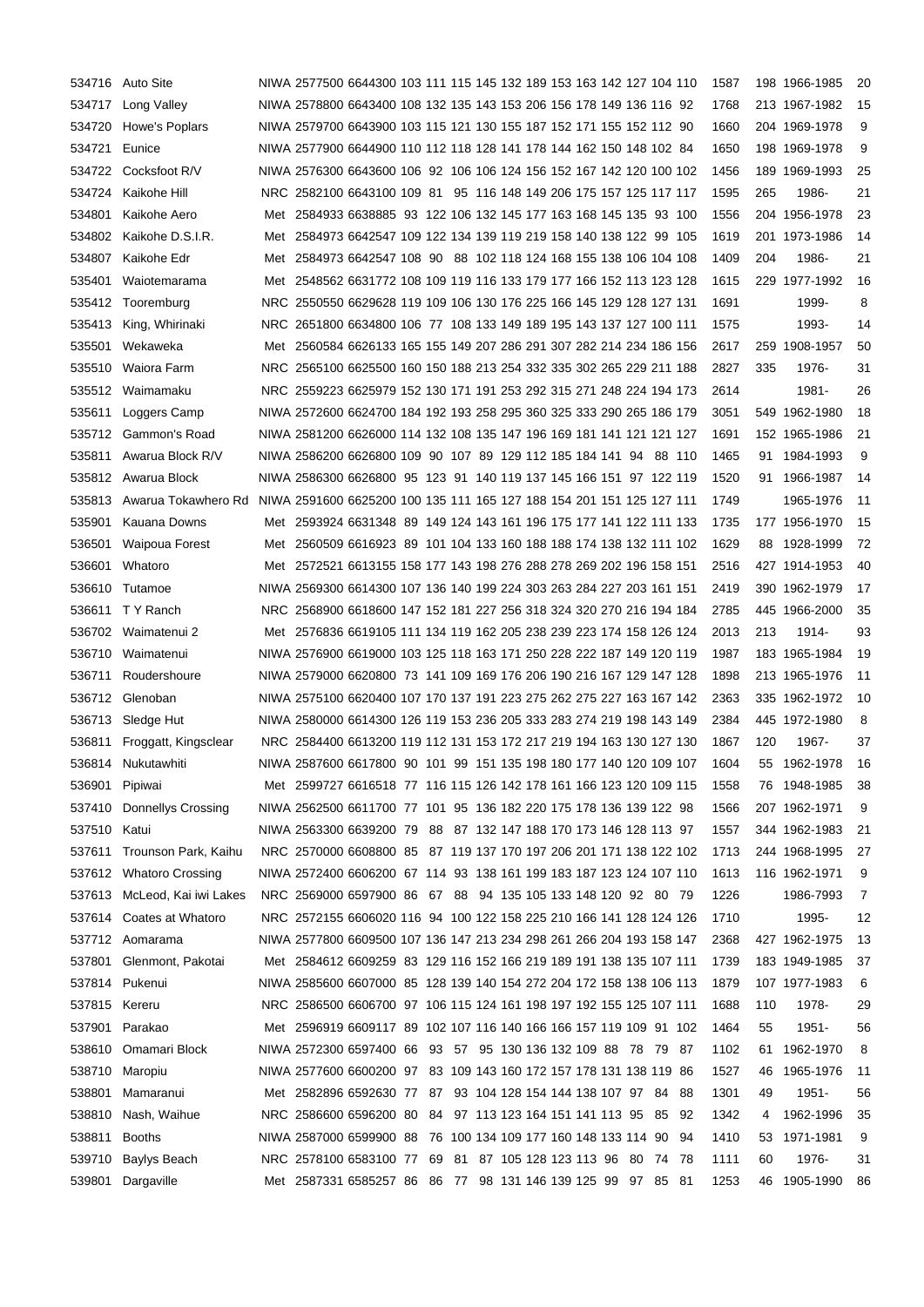| | | | | | | | | | | | | | | | | | | | | | |
|---|---|---|---|---|---|---|---|---|---|---|---|---|---|---|---|---|---|---|---|---|---|
| 534716 | Auto Site | NIWA | 2577500 | 6644300 | 103 | 111 | 115 | 145 | 132 | 189 | 153 | 163 | 142 | 127 | 104 | 110 | 1587 | 198 | 1966-1985 | 20 |
| 534717 | Long Valley | NIWA | 2578800 | 6643400 | 108 | 132 | 135 | 143 | 153 | 206 | 156 | 178 | 149 | 136 | 116 | 92 | 1768 | 213 | 1967-1982 | 15 |
| 534720 | Howe's Poplars | NIWA | 2579700 | 6643900 | 103 | 115 | 121 | 130 | 155 | 187 | 152 | 171 | 155 | 152 | 112 | 90 | 1660 | 204 | 1969-1978 | 9 |
| 534721 | Eunice | NIWA | 2577900 | 6644900 | 110 | 112 | 118 | 128 | 141 | 178 | 144 | 162 | 150 | 148 | 102 | 84 | 1650 | 198 | 1969-1978 | 9 |
| 534722 | Cocksfoot R/V | NIWA | 2576300 | 6643600 | 106 | 92 | 106 | 106 | 124 | 156 | 152 | 167 | 142 | 120 | 100 | 102 | 1456 | 189 | 1969-1993 | 25 |
| 534724 | Kaikohe Hill | NRC | 2582100 | 6643100 | 109 | 81 | 95 | 116 | 148 | 149 | 206 | 175 | 157 | 125 | 117 | 117 | 1595 | 265 | 1986- | 21 |
| 534801 | Kaikohe Aero | Met | 2584933 | 6638885 | 93 | 122 | 106 | 132 | 145 | 177 | 163 | 168 | 145 | 135 | 93 | 100 | 1556 | 204 | 1956-1978 | 23 |
| 534802 | Kaikohe D.S.I.R. | Met | 2584973 | 6642547 | 109 | 122 | 134 | 139 | 119 | 219 | 158 | 140 | 138 | 122 | 99 | 105 | 1619 | 201 | 1973-1986 | 14 |
| 534807 | Kaikohe Edr | Met | 2584973 | 6642547 | 108 | 90 | 88 | 102 | 118 | 124 | 168 | 155 | 138 | 106 | 104 | 108 | 1409 | 204 | 1986- | 21 |
| 535401 | Waiotemarama | Met | 2548562 | 6631772 | 108 | 109 | 119 | 116 | 133 | 179 | 177 | 166 | 152 | 113 | 123 | 128 | 1615 | 229 | 1977-1992 | 16 |
| 535412 | Tooremburg | NRC | 2550550 | 6629628 | 119 | 109 | 106 | 130 | 176 | 225 | 166 | 145 | 129 | 128 | 127 | 131 | 1691 | | 1999- | 8 |
| 535413 | King, Whirinaki | NRC | 2651800 | 6634800 | 106 | 77 | 108 | 133 | 149 | 189 | 195 | 143 | 137 | 127 | 100 | 111 | 1575 | | 1993- | 14 |
| 535501 | Wekaweka | Met | 2560584 | 6626133 | 165 | 155 | 149 | 207 | 286 | 291 | 307 | 282 | 214 | 234 | 186 | 156 | 2617 | 259 | 1908-1957 | 50 |
| 535510 | Waiora Farm | NRC | 2565100 | 6625500 | 160 | 150 | 188 | 213 | 254 | 332 | 335 | 302 | 265 | 229 | 211 | 188 | 2827 | 335 | 1976- | 31 |
| 535512 | Waimamaku | NRC | 2559223 | 6625979 | 152 | 130 | 171 | 191 | 253 | 292 | 315 | 271 | 248 | 224 | 194 | 173 | 2614 | | 1981- | 26 |
| 535611 | Loggers Camp | NIWA | 2572600 | 6624700 | 184 | 192 | 193 | 258 | 295 | 360 | 325 | 333 | 290 | 265 | 186 | 179 | 3051 | 549 | 1962-1980 | 18 |
| 535712 | Gammon's Road | NIWA | 2581200 | 6626000 | 114 | 132 | 108 | 135 | 147 | 196 | 169 | 181 | 141 | 121 | 121 | 127 | 1691 | 152 | 1965-1986 | 21 |
| 535811 | Awarua Block R/V | NIWA | 2586200 | 6626800 | 109 | 90 | 107 | 89 | 129 | 112 | 185 | 184 | 141 | 94 | 88 | 110 | 1465 | 91 | 1984-1993 | 9 |
| 535812 | Awarua Block | NIWA | 2586300 | 6626800 | 95 | 123 | 91 | 140 | 119 | 137 | 145 | 166 | 151 | 97 | 122 | 119 | 1520 | 91 | 1966-1987 | 14 |
| 535813 | Awarua Tokawhero Rd | NIWA | 2591600 | 6625200 | 100 | 135 | 111 | 165 | 127 | 188 | 154 | 201 | 151 | 125 | 127 | 111 | 1749 | | 1965-1976 | 11 |
| 535901 | Kauana Downs | Met | 2593924 | 6631348 | 89 | 149 | 124 | 143 | 161 | 196 | 175 | 177 | 141 | 122 | 111 | 133 | 1735 | 177 | 1956-1970 | 15 |
| 536501 | Waipoua Forest | Met | 2560509 | 6616923 | 89 | 101 | 104 | 133 | 160 | 188 | 188 | 174 | 138 | 132 | 111 | 102 | 1629 | 88 | 1928-1999 | 72 |
| 536601 | Whatoro | Met | 2572521 | 6613155 | 158 | 177 | 143 | 198 | 276 | 288 | 278 | 269 | 202 | 196 | 158 | 151 | 2516 | 427 | 1914-1953 | 40 |
| 536610 | Tutamoe | NIWA | 2569300 | 6614300 | 107 | 136 | 140 | 199 | 224 | 303 | 263 | 284 | 227 | 203 | 161 | 151 | 2419 | 390 | 1962-1979 | 17 |
| 536611 | T Y Ranch | NRC | 2568900 | 6618600 | 147 | 152 | 181 | 227 | 256 | 318 | 324 | 320 | 270 | 216 | 194 | 184 | 2785 | 445 | 1966-2000 | 35 |
| 536702 | Waimatenui 2 | Met | 2576836 | 6619105 | 111 | 134 | 119 | 162 | 205 | 238 | 239 | 223 | 174 | 158 | 126 | 124 | 2013 | 213 | 1914- | 93 |
| 536710 | Waimatenui | NIWA | 2576900 | 6619000 | 103 | 125 | 118 | 163 | 171 | 250 | 228 | 222 | 187 | 149 | 120 | 119 | 1987 | 183 | 1965-1984 | 19 |
| 536711 | Roudershoure | NIWA | 2579000 | 6620800 | 73 | 141 | 109 | 169 | 176 | 206 | 190 | 216 | 167 | 129 | 147 | 128 | 1898 | 213 | 1965-1976 | 11 |
| 536712 | Glenoban | NIWA | 2575100 | 6620400 | 107 | 170 | 137 | 191 | 223 | 275 | 262 | 275 | 227 | 163 | 167 | 142 | 2363 | 335 | 1962-1972 | 10 |
| 536713 | Sledge Hut | NIWA | 2580000 | 6614300 | 126 | 119 | 153 | 236 | 205 | 333 | 283 | 274 | 219 | 198 | 143 | 149 | 2384 | 445 | 1972-1980 | 8 |
| 536811 | Froggatt, Kingsclear | NRC | 2584400 | 6613200 | 119 | 112 | 131 | 153 | 172 | 217 | 219 | 194 | 163 | 130 | 127 | 130 | 1867 | 120 | 1967- | 37 |
| 536814 | Nukutawhiti | NIWA | 2587600 | 6617800 | 90 | 101 | 99 | 151 | 135 | 198 | 180 | 177 | 140 | 120 | 109 | 107 | 1604 | 55 | 1962-1978 | 16 |
| 536901 | Pipiwai | Met | 2599727 | 6616518 | 77 | 116 | 115 | 126 | 142 | 178 | 161 | 166 | 123 | 120 | 109 | 115 | 1558 | 76 | 1948-1985 | 38 |
| 537410 | Donnellys Crossing | NIWA | 2562500 | 6611700 | 77 | 101 | 95 | 136 | 182 | 220 | 175 | 178 | 136 | 139 | 122 | 98 | 1566 | 207 | 1962-1971 | 9 |
| 537510 | Katui | NIWA | 2563300 | 6639200 | 79 | 88 | 87 | 132 | 147 | 188 | 170 | 173 | 146 | 128 | 113 | 97 | 1557 | 344 | 1962-1983 | 21 |
| 537611 | Trounson Park, Kaihu | NRC | 2570000 | 6608800 | 85 | 87 | 119 | 137 | 170 | 197 | 206 | 201 | 171 | 138 | 122 | 102 | 1713 | 244 | 1968-1995 | 27 |
| 537612 | Whatoro Crossing | NIWA | 2572400 | 6606200 | 67 | 114 | 93 | 138 | 161 | 199 | 183 | 187 | 123 | 124 | 107 | 110 | 1613 | 116 | 1962-1971 | 9 |
| 537613 | McLeod, Kai iwi Lakes | NRC | 2569000 | 6597900 | 86 | 67 | 88 | 94 | 135 | 105 | 133 | 148 | 120 | 92 | 80 | 79 | 1226 | | 1986-7993 | 7 |
| 537614 | Coates at Whatoro | NRC | 2572155 | 6606020 | 116 | 94 | 100 | 122 | 158 | 225 | 210 | 166 | 141 | 128 | 124 | 126 | 1710 | | 1995- | 12 |
| 537712 | Aomarama | NIWA | 2577800 | 6609500 | 107 | 136 | 147 | 213 | 234 | 298 | 261 | 266 | 204 | 193 | 158 | 147 | 2368 | 427 | 1962-1975 | 13 |
| 537801 | Glenmont, Pakotai | Met | 2584612 | 6609259 | 83 | 129 | 116 | 152 | 166 | 219 | 189 | 191 | 138 | 135 | 107 | 111 | 1739 | 183 | 1949-1985 | 37 |
| 537814 | Pukenui | NIWA | 2585600 | 6607000 | 85 | 128 | 139 | 140 | 154 | 272 | 204 | 172 | 158 | 138 | 106 | 113 | 1879 | 107 | 1977-1983 | 6 |
| 537815 | Kereru | NRC | 2586500 | 6606700 | 97 | 106 | 115 | 124 | 161 | 198 | 197 | 192 | 155 | 125 | 107 | 111 | 1688 | 110 | 1978- | 29 |
| 537901 | Parakao | Met | 2596919 | 6609117 | 89 | 102 | 107 | 116 | 140 | 166 | 166 | 157 | 119 | 109 | 91 | 102 | 1464 | 55 | 1951- | 56 |
| 538610 | Omamari Block | NIWA | 2572300 | 6597400 | 66 | 93 | 57 | 95 | 130 | 136 | 132 | 109 | 88 | 78 | 79 | 87 | 1102 | 61 | 1962-1970 | 8 |
| 538710 | Maropiu | NIWA | 2577600 | 6600200 | 97 | 83 | 109 | 143 | 160 | 172 | 157 | 178 | 131 | 138 | 119 | 86 | 1527 | 46 | 1965-1976 | 11 |
| 538801 | Mamaranui | Met | 2582896 | 6592630 | 77 | 87 | 93 | 104 | 128 | 154 | 144 | 138 | 107 | 97 | 84 | 88 | 1301 | 49 | 1951- | 56 |
| 538810 | Nash, Waihue | NRC | 2586600 | 6596200 | 80 | 84 | 97 | 113 | 123 | 164 | 151 | 141 | 113 | 95 | 85 | 92 | 1342 | 4 | 1962-1996 | 35 |
| 538811 | Booths | NIWA | 2587000 | 6599900 | 88 | 76 | 100 | 134 | 109 | 177 | 160 | 148 | 133 | 114 | 90 | 94 | 1410 | 53 | 1971-1981 | 9 |
| 539710 | Baylys Beach | NRC | 2578100 | 6583100 | 77 | 69 | 81 | 87 | 105 | 128 | 123 | 113 | 96 | 80 | 74 | 78 | 1111 | 60 | 1976- | 31 |
| 539801 | Dargaville | Met | 2587331 | 6585257 | 86 | 86 | 77 | 98 | 131 | 146 | 139 | 125 | 99 | 97 | 85 | 81 | 1253 | 46 | 1905-1990 | 86 |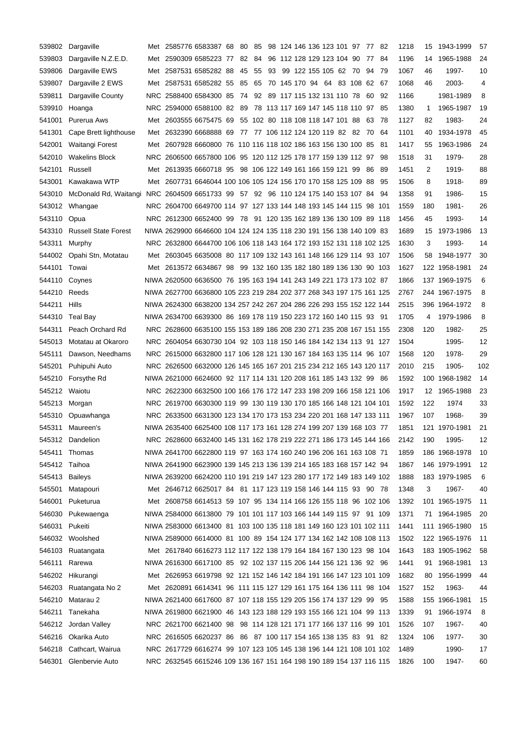| | | | | | | | | | | | | | | | | | | | | | |
|---|---|---|---|---|---|---|---|---|---|---|---|---|---|---|---|---|---|---|---|---|---|
| 539802 | Dargaville | Met | 2585776 | 6583387 | 68 | 80 | 85 | 98 | 124 | 146 | 136 | 123 | 101 | 97 | 77 | 82 | 1218 | 15 | 1943-1999 | 57 |
| 539803 | Dargaville N.Z.E.D. | Met | 2590309 | 6585223 | 77 | 82 | 84 | 96 | 112 | 128 | 129 | 123 | 104 | 90 | 77 | 84 | 1196 | 14 | 1965-1988 | 24 |
| 539806 | Dargaville EWS | Met | 2587531 | 6585282 | 88 | 45 | 55 | 93 | 99 | 122 | 155 | 105 | 62 | 70 | 94 | 79 | 1067 | 46 | 1997- | 10 |
| 539807 | Dargaville 2 EWS | Met | 2587531 | 6585282 | 55 | 85 | 65 | 70 | 145 | 170 | 94 | 64 | 83 | 108 | 62 | 67 | 1068 | 46 | 2003- | 4 |
| 539811 | Dargaville County | NRC | 2588400 | 6584300 | 85 | 74 | 92 | 89 | 117 | 115 | 132 | 131 | 110 | 78 | 60 | 92 | 1166 | | 1981-1989 | 8 |
| 539910 | Hoanga | NRC | 2594000 | 6588100 | 82 | 89 | 78 | 113 | 117 | 169 | 147 | 145 | 118 | 110 | 97 | 85 | 1380 | 1 | 1965-1987 | 19 |
| 541001 | Purerua Aws | Met | 2603555 | 6675475 | 69 | 55 | 102 | 80 | 118 | 108 | 118 | 147 | 101 | 88 | 63 | 78 | 1127 | 82 | 1983- | 24 |
| 541301 | Cape Brett lighthouse | Met | 2632390 | 6668888 | 69 | 77 | 77 | 106 | 112 | 124 | 120 | 119 | 82 | 82 | 70 | 64 | 1101 | 40 | 1934-1978 | 45 |
| 542001 | Waitangi Forest | Met | 2607928 | 6660800 | 76 | 110 | 116 | 118 | 102 | 186 | 163 | 156 | 130 | 100 | 85 | 81 | 1417 | 55 | 1963-1986 | 24 |
| 542010 | Wakelins Block | NRC | 2606500 | 6657800 | 106 | 95 | 120 | 112 | 125 | 178 | 177 | 159 | 139 | 112 | 97 | 98 | 1518 | 31 | 1979- | 28 |
| 542101 | Russell | Met | 2613935 | 6660718 | 95 | 98 | 106 | 122 | 149 | 161 | 166 | 159 | 121 | 99 | 86 | 89 | 1451 | 2 | 1919- | 88 |
| 543001 | Kawakawa WTP | Met | 2607731 | 6646044 | 100 | 106 | 105 | 124 | 156 | 170 | 170 | 158 | 125 | 109 | 88 | 95 | 1506 | 8 | 1918- | 89 |
| 543010 | McDonald Rd, Waitangi | NRC | 2604509 | 6651733 | 99 | 57 | 92 | 96 | 110 | 124 | 175 | 140 | 153 | 107 | 84 | 94 | 1358 | 91 | 1986- | 15 |
| 543012 | Whangae | NRC | 2604700 | 6649700 | 114 | 97 | 127 | 133 | 144 | 148 | 193 | 145 | 144 | 115 | 98 | 101 | 1559 | 180 | 1981- | 26 |
| 543110 | Opua | NRC | 2612300 | 6652400 | 99 | 78 | 91 | 120 | 135 | 162 | 189 | 136 | 130 | 109 | 89 | 118 | 1456 | 45 | 1993- | 14 |
| 543310 | Russell State Forest | NIWA | 2629900 | 6646600 | 104 | 124 | 124 | 135 | 118 | 230 | 191 | 156 | 138 | 140 | 109 | 83 | 1689 | 15 | 1973-1986 | 13 |
| 543311 | Murphy | NRC | 2632800 | 6644700 | 106 | 106 | 118 | 143 | 164 | 172 | 193 | 152 | 131 | 118 | 102 | 125 | 1630 | 3 | 1993- | 14 |
| 544002 | Opahi Stn, Motatau | Met | 2603045 | 6635008 | 80 | 117 | 109 | 132 | 143 | 161 | 148 | 166 | 129 | 114 | 93 | 107 | 1506 | 58 | 1948-1977 | 30 |
| 544101 | Towai | Met | 2613572 | 6634867 | 98 | 99 | 132 | 160 | 135 | 182 | 180 | 189 | 136 | 130 | 90 | 103 | 1627 | 122 | 1958-1981 | 24 |
| 544110 | Coynes | NIWA | 2620500 | 6636500 | 76 | 195 | 163 | 194 | 141 | 243 | 149 | 221 | 173 | 173 | 102 | 87 | 1866 | 137 | 1969-1975 | 6 |
| 544210 | Reeds | NIWA | 2627700 | 6636800 | 105 | 223 | 219 | 284 | 202 | 377 | 268 | 343 | 197 | 175 | 161 | 125 | 2767 | 244 | 1967-1975 | 8 |
| 544211 | Hills | NIWA | 2624300 | 6638200 | 134 | 257 | 242 | 267 | 204 | 286 | 226 | 293 | 155 | 152 | 122 | 144 | 2515 | 396 | 1964-1972 | 8 |
| 544310 | Teal Bay | NIWA | 2634700 | 6639300 | 86 | 169 | 178 | 119 | 150 | 223 | 172 | 160 | 140 | 115 | 93 | 91 | 1705 | 4 | 1979-1986 | 8 |
| 544311 | Peach Orchard Rd | NRC | 2628600 | 6635100 | 155 | 153 | 189 | 186 | 208 | 230 | 271 | 235 | 208 | 167 | 151 | 155 | 2308 | 120 | 1982- | 25 |
| 545013 | Motatau at Okaroro | NRC | 2604054 | 6630730 | 104 | 92 | 103 | 118 | 150 | 146 | 184 | 142 | 134 | 113 | 91 | 127 | 1504 | | 1995- | 12 |
| 545111 | Dawson, Needhams | NRC | 2615000 | 6632800 | 117 | 106 | 128 | 121 | 130 | 167 | 184 | 163 | 135 | 114 | 96 | 107 | 1568 | 120 | 1978- | 29 |
| 545201 | Puhipuhi Auto | NRC | 2626500 | 6632000 | 126 | 145 | 165 | 167 | 201 | 215 | 234 | 212 | 165 | 143 | 120 | 117 | 2010 | 215 | 1905- | 102 |
| 545210 | Forsythe Rd | NIWA | 2621000 | 6624600 | 92 | 117 | 114 | 131 | 120 | 208 | 161 | 185 | 143 | 132 | 99 | 86 | 1592 | 100 | 1968-1982 | 14 |
| 545212 | Waiotu | NRC | 2622300 | 6632500 | 100 | 166 | 176 | 172 | 147 | 233 | 198 | 209 | 166 | 158 | 121 | 106 | 1917 | 12 | 1965-1988 | 23 |
| 545213 | Morgan | NRC | 2619700 | 6630300 | 119 | 99 | 130 | 119 | 130 | 170 | 185 | 166 | 148 | 121 | 104 | 101 | 1592 | 122 | 1974 | 33 |
| 545310 | Opuawhanga | NRC | 2633500 | 6631300 | 123 | 134 | 170 | 173 | 153 | 234 | 220 | 201 | 168 | 147 | 133 | 111 | 1967 | 107 | 1968- | 39 |
| 545311 | Maureen's | NIWA | 2635400 | 6625400 | 108 | 117 | 173 | 161 | 128 | 274 | 199 | 207 | 139 | 168 | 103 | 77 | 1851 | 121 | 1970-1981 | 21 |
| 545312 | Dandelion | NRC | 2628600 | 6632400 | 145 | 131 | 162 | 178 | 219 | 222 | 271 | 186 | 173 | 145 | 144 | 166 | 2142 | 190 | 1995- | 12 |
| 545411 | Thomas | NIWA | 2641700 | 6622800 | 119 | 97 | 163 | 174 | 160 | 240 | 196 | 206 | 161 | 163 | 108 | 71 | 1859 | 186 | 1968-1978 | 10 |
| 545412 | Taihoa | NIWA | 2641900 | 6623900 | 139 | 145 | 213 | 136 | 139 | 214 | 165 | 183 | 168 | 157 | 142 | 94 | 1867 | 146 | 1979-1991 | 12 |
| 545413 | Baileys | NIWA | 2639200 | 6624200 | 110 | 191 | 219 | 147 | 123 | 280 | 177 | 172 | 149 | 183 | 149 | 102 | 1888 | 183 | 1979-1985 | 6 |
| 545501 | Matapouri | Met | 2646712 | 6625017 | 84 | 81 | 117 | 123 | 119 | 158 | 146 | 144 | 115 | 93 | 90 | 78 | 1348 | 3 | 1967- | 40 |
| 546001 | Puketurua | Met | 2608758 | 6614513 | 59 | 107 | 95 | 134 | 114 | 166 | 126 | 155 | 118 | 96 | 102 | 106 | 1392 | 101 | 1965-1975 | 11 |
| 546030 | Pukewaenga | NIWA | 2584000 | 6613800 | 79 | 101 | 101 | 117 | 103 | 166 | 144 | 149 | 115 | 97 | 91 | 109 | 1371 | 71 | 1964-1985 | 20 |
| 546031 | Pukeiti | NIWA | 2583000 | 6613400 | 81 | 103 | 100 | 135 | 118 | 181 | 149 | 160 | 123 | 101 | 102 | 111 | 1441 | 111 | 1965-1980 | 15 |
| 546032 | Woolshed | NIWA | 2589000 | 6614000 | 81 | 100 | 89 | 154 | 124 | 177 | 134 | 162 | 142 | 108 | 108 | 113 | 1502 | 122 | 1965-1976 | 11 |
| 546103 | Ruatangata | Met | 2617840 | 6616273 | 112 | 117 | 122 | 138 | 179 | 164 | 184 | 167 | 130 | 123 | 98 | 104 | 1643 | 183 | 1905-1962 | 58 |
| 546111 | Rarewa | NIWA | 2616300 | 6617100 | 85 | 92 | 102 | 137 | 115 | 206 | 144 | 156 | 121 | 136 | 92 | 96 | 1441 | 91 | 1968-1981 | 13 |
| 546202 | Hikurangi | Met | 2626953 | 6619798 | 92 | 121 | 152 | 146 | 142 | 184 | 191 | 166 | 147 | 123 | 101 | 109 | 1682 | 80 | 1956-1999 | 44 |
| 546203 | Ruatangata No 2 | Met | 2620891 | 6614341 | 96 | 111 | 115 | 127 | 129 | 161 | 175 | 164 | 136 | 111 | 98 | 104 | 1527 | 152 | 1963- | 44 |
| 546210 | Matarau 2 | NIWA | 2621400 | 6617600 | 87 | 107 | 118 | 155 | 129 | 205 | 156 | 174 | 137 | 129 | 99 | 95 | 1588 | 155 | 1966-1981 | 15 |
| 546211 | Tanekaha | NIWA | 2619800 | 6621900 | 46 | 143 | 123 | 188 | 129 | 193 | 155 | 166 | 121 | 104 | 99 | 113 | 1339 | 91 | 1966-1974 | 8 |
| 546212 | Jordan Valley | NRC | 2621700 | 6621400 | 98 | 98 | 114 | 128 | 121 | 171 | 177 | 166 | 137 | 116 | 99 | 101 | 1526 | 107 | 1967- | 40 |
| 546216 | Okarika Auto | NRC | 2616505 | 6620237 | 86 | 86 | 87 | 100 | 117 | 154 | 165 | 138 | 135 | 83 | 91 | 82 | 1324 | 106 | 1977- | 30 |
| 546218 | Cathcart, Wairua | NRC | 2617729 | 6616274 | 99 | 107 | 123 | 105 | 145 | 138 | 196 | 144 | 121 | 108 | 101 | 102 | 1489 | | 1990- | 17 |
| 546301 | Glenbervie Auto | NRC | 2632545 | 6615246 | 109 | 136 | 167 | 151 | 164 | 198 | 190 | 189 | 154 | 137 | 116 | 115 | 1826 | 100 | 1947- | 60 |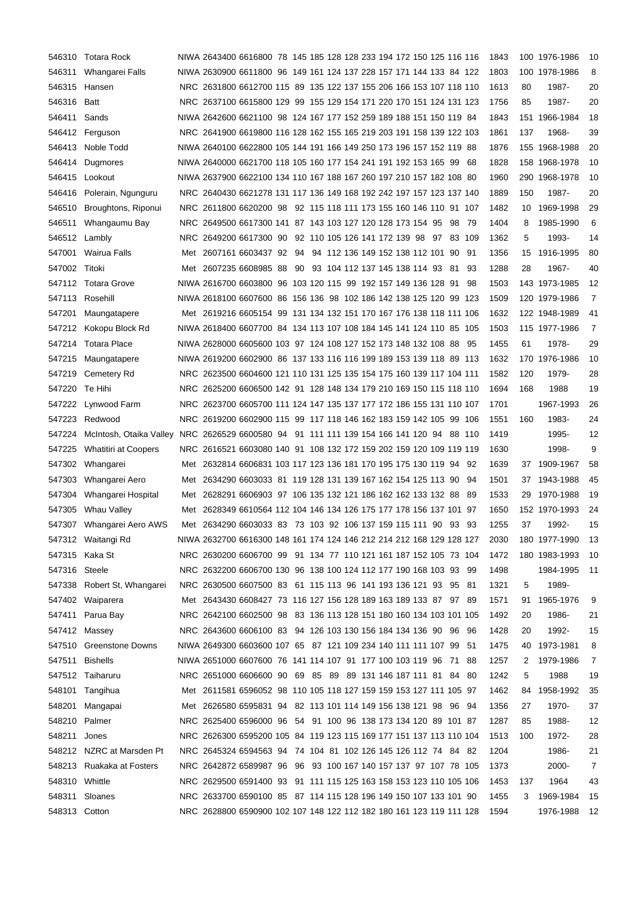| | | | | | | | | | | | | | | | | | | | | |
|---|---|---|---|---|---|---|---|---|---|---|---|---|---|---|---|---|---|---|---|---|
| 546310 | Totara Rock | NIWA | 2643400 | 6616800 | 78 | 145 | 185 | 128 | 128 | 233 | 194 | 172 | 150 | 125 | 116 | 116 | 1843 | 100 | 1976-1986 | 10 |
| 546311 | Whangarei Falls | NIWA | 2630900 | 6611800 | 96 | 149 | 161 | 124 | 137 | 228 | 157 | 171 | 144 | 133 | 84 | 122 | 1803 | 100 | 1978-1986 | 8 |
| 546315 | Hansen | NRC | 2631800 | 6612700 | 115 | 89 | 135 | 122 | 137 | 155 | 206 | 166 | 153 | 107 | 118 | 110 | 1613 | 80 | 1987- | 20 |
| 546316 | Batt | NRC | 2637100 | 6615800 | 129 | 99 | 155 | 129 | 154 | 171 | 220 | 170 | 151 | 124 | 131 | 123 | 1756 | 85 | 1987- | 20 |
| 546411 | Sands | NIWA | 2642600 | 6621100 | 98 | 124 | 167 | 177 | 152 | 259 | 189 | 188 | 151 | 150 | 119 | 84 | 1843 | 151 | 1966-1984 | 18 |
| 546412 | Ferguson | NRC | 2641900 | 6619800 | 116 | 128 | 162 | 155 | 165 | 219 | 203 | 191 | 158 | 139 | 122 | 103 | 1861 | 137 | 1968- | 39 |
| 546413 | Noble Todd | NIWA | 2640100 | 6622800 | 105 | 144 | 191 | 166 | 149 | 250 | 173 | 196 | 157 | 152 | 119 | 88 | 1876 | 155 | 1968-1988 | 20 |
| 546414 | Dugmores | NIWA | 2640000 | 6621700 | 118 | 105 | 160 | 177 | 154 | 241 | 191 | 192 | 153 | 165 | 99 | 68 | 1828 | 158 | 1968-1978 | 10 |
| 546415 | Lookout | NIWA | 2637900 | 6622100 | 134 | 110 | 167 | 188 | 167 | 260 | 197 | 210 | 157 | 182 | 108 | 80 | 1960 | 290 | 1968-1978 | 10 |
| 546416 | Polerain, Ngunguru | NRC | 2640430 | 6621278 | 131 | 117 | 136 | 149 | 168 | 192 | 242 | 197 | 157 | 123 | 137 | 140 | 1889 | 150 | 1987- | 20 |
| 546510 | Broughtons, Riponui | NRC | 2611800 | 6620200 | 98 | 92 | 115 | 118 | 111 | 173 | 155 | 160 | 146 | 110 | 91 | 107 | 1482 | 10 | 1969-1998 | 29 |
| 546511 | Whangaumu Bay | NRC | 2649500 | 6617300 | 141 | 87 | 143 | 103 | 127 | 120 | 128 | 173 | 154 | 95 | 98 | 79 | 1404 | 8 | 1985-1990 | 6 |
| 546512 | Lambly | NRC | 2649200 | 6617300 | 90 | 92 | 110 | 105 | 126 | 141 | 172 | 139 | 98 | 97 | 83 | 109 | 1362 | 5 | 1993- | 14 |
| 547001 | Wairua Falls | Met | 2607161 | 6603437 | 92 | 94 | 94 | 112 | 136 | 149 | 152 | 138 | 112 | 101 | 90 | 91 | 1356 | 15 | 1916-1995 | 80 |
| 547002 | Titoki | Met | 2607235 | 6608985 | 88 | 90 | 93 | 104 | 112 | 137 | 145 | 138 | 114 | 93 | 81 | 93 | 1288 | 28 | 1967- | 40 |
| 547112 | Totara Grove | NIWA | 2616700 | 6603800 | 96 | 103 | 120 | 115 | 99 | 192 | 157 | 149 | 136 | 128 | 91 | 98 | 1503 | 143 | 1973-1985 | 12 |
| 547113 | Rosehill | NIWA | 2618100 | 6607600 | 86 | 156 | 136 | 98 | 102 | 186 | 142 | 138 | 125 | 120 | 99 | 123 | 1509 | 120 | 1979-1986 | 7 |
| 547201 | Maungatapere | Met | 2619216 | 6605154 | 99 | 131 | 134 | 132 | 151 | 170 | 167 | 176 | 138 | 118 | 111 | 106 | 1632 | 122 | 1948-1989 | 41 |
| 547212 | Kokopu Block Rd | NIWA | 2618400 | 6607700 | 84 | 134 | 113 | 107 | 108 | 184 | 145 | 141 | 124 | 110 | 85 | 105 | 1503 | 115 | 1977-1986 | 7 |
| 547214 | Totara Place | NIWA | 2628000 | 6605600 | 103 | 97 | 124 | 108 | 127 | 152 | 173 | 148 | 132 | 108 | 88 | 95 | 1455 | 61 | 1978- | 29 |
| 547215 | Maungatapere | NIWA | 2619200 | 6602900 | 86 | 137 | 133 | 116 | 116 | 199 | 189 | 153 | 139 | 118 | 89 | 113 | 1632 | 170 | 1976-1986 | 10 |
| 547219 | Cemetery Rd | NRC | 2623500 | 6604600 | 121 | 110 | 131 | 125 | 135 | 154 | 175 | 160 | 139 | 117 | 104 | 111 | 1582 | 120 | 1979- | 28 |
| 547220 | Te Hihi | NRC | 2625200 | 6606500 | 142 | 91 | 128 | 148 | 134 | 179 | 210 | 169 | 150 | 115 | 118 | 110 | 1694 | 168 | 1988 | 19 |
| 547222 | Lynwood Farm | NRC | 2623700 | 6605700 | 111 | 124 | 147 | 135 | 137 | 177 | 172 | 186 | 155 | 131 | 110 | 107 | 1701 | | 1967-1993 | 26 |
| 547223 | Redwood | NRC | 2619200 | 6602900 | 115 | 99 | 117 | 118 | 146 | 162 | 183 | 159 | 142 | 105 | 99 | 106 | 1551 | 160 | 1983- | 24 |
| 547224 | McIntosh, Otaika Valley | NRC | 2626529 | 6600580 | 94 | 91 | 111 | 111 | 139 | 154 | 166 | 141 | 120 | 94 | 88 | 110 | 1419 | | 1995- | 12 |
| 547225 | Whatitiri at Coopers | NRC | 2616521 | 6603080 | 140 | 91 | 108 | 132 | 172 | 159 | 202 | 159 | 120 | 109 | 119 | 119 | 1630 | | 1998- | 9 |
| 547302 | Whangarei | Met | 2632814 | 6606831 | 103 | 117 | 123 | 136 | 181 | 170 | 195 | 175 | 130 | 119 | 94 | 92 | 1639 | 37 | 1909-1967 | 58 |
| 547303 | Whangarei Aero | Met | 2634290 | 6603033 | 81 | 119 | 128 | 131 | 139 | 167 | 162 | 154 | 125 | 113 | 90 | 94 | 1501 | 37 | 1943-1988 | 45 |
| 547304 | Whangarei Hospital | Met | 2628291 | 6606903 | 97 | 106 | 135 | 132 | 121 | 186 | 162 | 162 | 133 | 132 | 88 | 89 | 1533 | 29 | 1970-1988 | 19 |
| 547305 | Whau Valley | Met | 2628349 | 6610564 | 112 | 104 | 146 | 134 | 126 | 175 | 177 | 178 | 156 | 137 | 101 | 97 | 1650 | 152 | 1970-1993 | 24 |
| 547307 | Whangarei Aero AWS | Met | 2634290 | 6603033 | 83 | 73 | 103 | 92 | 106 | 137 | 159 | 115 | 111 | 90 | 93 | 93 | 1255 | 37 | 1992- | 15 |
| 547312 | Waitangi Rd | NIWA | 2632700 | 6616300 | 148 | 161 | 174 | 124 | 146 | 212 | 214 | 212 | 168 | 129 | 128 | 127 | 2030 | 180 | 1977-1990 | 13 |
| 547315 | Kaka St | NRC | 2630200 | 6606700 | 99 | 91 | 134 | 77 | 110 | 121 | 161 | 187 | 152 | 105 | 73 | 104 | 1472 | 180 | 1983-1993 | 10 |
| 547316 | Steele | NRC | 2632200 | 6606700 | 130 | 96 | 138 | 100 | 124 | 112 | 177 | 190 | 168 | 103 | 93 | 99 | 1498 | | 1984-1995 | 11 |
| 547338 | Robert St, Whangarei | NRC | 2630500 | 6607500 | 83 | 61 | 115 | 113 | 96 | 141 | 193 | 136 | 121 | 93 | 95 | 81 | 1321 | 5 | 1989- | |
| 547402 | Waiparera | Met | 2643430 | 6608427 | 73 | 116 | 127 | 156 | 128 | 189 | 163 | 189 | 133 | 87 | 97 | 89 | 1571 | 91 | 1965-1976 | 9 |
| 547411 | Parua Bay | NRC | 2642100 | 6602500 | 98 | 83 | 136 | 113 | 128 | 151 | 180 | 160 | 134 | 103 | 101 | 105 | 1492 | 20 | 1986- | 21 |
| 547412 | Massey | NRC | 2643600 | 6606100 | 83 | 94 | 126 | 103 | 130 | 156 | 184 | 134 | 136 | 90 | 96 | 96 | 1428 | 20 | 1992- | 15 |
| 547510 | Greenstone Downs | NIWA | 2649300 | 6603600 | 107 | 65 | 87 | 121 | 109 | 234 | 140 | 111 | 111 | 107 | 99 | 51 | 1475 | 40 | 1973-1981 | 8 |
| 547511 | Bishells | NIWA | 2651000 | 6607600 | 76 | 141 | 114 | 107 | 91 | 177 | 100 | 103 | 119 | 96 | 71 | 88 | 1257 | 2 | 1979-1986 | 7 |
| 547512 | Taiharuru | NRC | 2651000 | 6606600 | 90 | 69 | 85 | 89 | 89 | 131 | 146 | 187 | 111 | 81 | 84 | 80 | 1242 | 5 | 1988 | 19 |
| 548101 | Tangihua | Met | 2611581 | 6596052 | 98 | 110 | 105 | 118 | 127 | 159 | 159 | 153 | 127 | 111 | 105 | 97 | 1462 | 84 | 1958-1992 | 35 |
| 548201 | Mangapai | Met | 2626580 | 6595831 | 94 | 82 | 113 | 101 | 114 | 149 | 156 | 138 | 121 | 98 | 96 | 94 | 1356 | 27 | 1970- | 37 |
| 548210 | Palmer | NRC | 2625400 | 6596000 | 96 | 54 | 91 | 100 | 96 | 138 | 173 | 134 | 120 | 89 | 101 | 87 | 1287 | 85 | 1988- | 12 |
| 548211 | Jones | NRC | 2626300 | 6595200 | 105 | 84 | 119 | 123 | 115 | 169 | 177 | 151 | 137 | 113 | 110 | 104 | 1513 | 100 | 1972- | 28 |
| 548212 | NZRC at Marsden Pt | NRC | 2645324 | 6594563 | 94 | 74 | 104 | 81 | 102 | 126 | 145 | 126 | 112 | 74 | 84 | 82 | 1204 | | 1986- | 21 |
| 548213 | Ruakaka at Fosters | NRC | 2642872 | 6589987 | 96 | 96 | 93 | 100 | 167 | 140 | 157 | 137 | 97 | 107 | 78 | 105 | 1373 | | 2000- | 7 |
| 548310 | Whittle | NRC | 2629500 | 6591400 | 93 | 91 | 111 | 115 | 125 | 163 | 158 | 153 | 123 | 110 | 105 | 106 | 1453 | 137 | 1964 | 43 |
| 548311 | Sloanes | NRC | 2633700 | 6590100 | 85 | 87 | 114 | 115 | 128 | 196 | 149 | 150 | 107 | 133 | 101 | 90 | 1455 | 3 | 1969-1984 | 15 |
| 548313 | Cotton | NRC | 2628800 | 6590900 | 102 | 107 | 148 | 122 | 112 | 182 | 180 | 161 | 123 | 119 | 111 | 128 | 1594 | | 1976-1988 | 12 |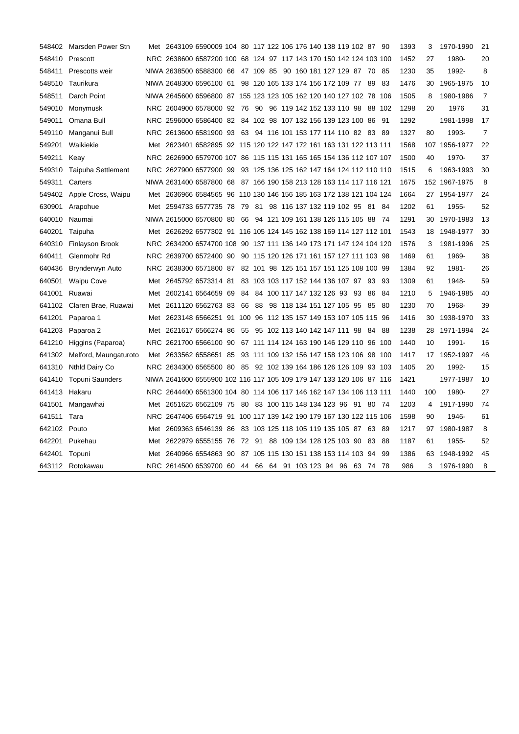| | | | | | | | | | | | | | | | | | | | | | |
|---|---|---|---|---|---|---|---|---|---|---|---|---|---|---|---|---|---|---|---|---|---|
| 548402 | Marsden Power Stn | Met | 2643109 | 6590009 | 104 | 80 | 117 | 122 | 106 | 176 | 140 | 138 | 119 | 102 | 87 | 90 | 1393 | 3 | 1970-1990 | 21 |
| 548410 | Prescott | NRC | 2638600 | 6587200 | 100 | 68 | 124 | 97 | 117 | 143 | 170 | 150 | 142 | 124 | 103 | 100 | 1452 | 27 | 1980- | 20 |
| 548411 | Prescotts weir | NIWA | 2638500 | 6588300 | 66 | 47 | 109 | 85 | 90 | 160 | 181 | 127 | 129 | 87 | 70 | 85 | 1230 | 35 | 1992- | 8 |
| 548510 | Taurikura | NIWA | 2648300 | 6596100 | 61 | 98 | 120 | 165 | 133 | 174 | 156 | 172 | 109 | 77 | 89 | 83 | 1476 | 30 | 1965-1975 | 10 |
| 548511 | Darch Point | NIWA | 2645600 | 6596800 | 87 | 155 | 123 | 123 | 105 | 162 | 120 | 140 | 127 | 102 | 78 | 106 | 1505 | 8 | 1980-1986 | 7 |
| 549010 | Monymusk | NRC | 2604900 | 6578000 | 92 | 76 | 90 | 96 | 119 | 142 | 152 | 133 | 110 | 98 | 88 | 102 | 1298 | 20 | 1976 | 31 |
| 549011 | Omana Bull | NRC | 2596000 | 6586400 | 82 | 84 | 102 | 98 | 107 | 132 | 156 | 139 | 123 | 100 | 86 | 91 | 1292 | | 1981-1998 | 17 |
| 549110 | Manganui Bull | NRC | 2613600 | 6581900 | 93 | 63 | 94 | 116 | 101 | 153 | 177 | 114 | 110 | 82 | 83 | 89 | 1327 | 80 | 1993- | 7 |
| 549201 | Waikiekie | Met | 2623401 | 6582895 | 92 | 115 | 120 | 122 | 147 | 172 | 161 | 163 | 131 | 122 | 113 | 111 | 1568 | 107 | 1956-1977 | 22 |
| 549211 | Keay | NRC | 2626900 | 6579700 | 107 | 86 | 115 | 115 | 131 | 165 | 165 | 154 | 136 | 112 | 107 | 107 | 1500 | 40 | 1970- | 37 |
| 549310 | Taipuha Settlement | NRC | 2627900 | 6577900 | 99 | 93 | 125 | 136 | 125 | 162 | 147 | 164 | 124 | 112 | 110 | 110 | 1515 | 6 | 1963-1993 | 30 |
| 549311 | Carters | NIWA | 2631400 | 6587800 | 68 | 87 | 166 | 190 | 158 | 213 | 128 | 163 | 114 | 117 | 116 | 121 | 1675 | 152 | 1967-1975 | 8 |
| 549402 | Apple Cross, Waipu | Met | 2636966 | 6584565 | 96 | 110 | 130 | 146 | 156 | 185 | 163 | 172 | 138 | 121 | 104 | 124 | 1664 | 27 | 1954-1977 | 24 |
| 630901 | Arapohue | Met | 2594733 | 6577735 | 78 | 79 | 81 | 98 | 116 | 137 | 132 | 119 | 102 | 95 | 81 | 84 | 1202 | 61 | 1955- | 52 |
| 640010 | Naumai | NIWA | 2615000 | 6570800 | 80 | 66 | 94 | 121 | 109 | 161 | 138 | 126 | 115 | 105 | 88 | 74 | 1291 | 30 | 1970-1983 | 13 |
| 640201 | Taipuha | Met | 2626292 | 6577302 | 91 | 116 | 105 | 124 | 145 | 162 | 138 | 169 | 114 | 127 | 112 | 101 | 1543 | 18 | 1948-1977 | 30 |
| 640310 | Finlayson Brook | NRC | 2634200 | 6574700 | 108 | 90 | 137 | 111 | 136 | 149 | 173 | 171 | 147 | 124 | 104 | 120 | 1576 | 3 | 1981-1996 | 25 |
| 640411 | Glenmohr Rd | NRC | 2639700 | 6572400 | 90 | 90 | 115 | 120 | 126 | 171 | 161 | 157 | 127 | 111 | 103 | 98 | 1469 | 61 | 1969- | 38 |
| 640436 | Brynderwyn Auto | NRC | 2638300 | 6571800 | 87 | 82 | 101 | 98 | 125 | 151 | 157 | 151 | 125 | 108 | 100 | 99 | 1384 | 92 | 1981- | 26 |
| 640501 | Waipu Cove | Met | 2645792 | 6573314 | 81 | 83 | 103 | 103 | 117 | 152 | 144 | 136 | 107 | 97 | 93 | 93 | 1309 | 61 | 1948- | 59 |
| 641001 | Ruawai | Met | 2602141 | 6564659 | 69 | 84 | 84 | 100 | 117 | 147 | 132 | 126 | 93 | 93 | 86 | 84 | 1210 | 5 | 1946-1985 | 40 |
| 641102 | Claren Brae, Ruawai | Met | 2611120 | 6562763 | 83 | 66 | 88 | 98 | 118 | 134 | 151 | 127 | 105 | 95 | 85 | 80 | 1230 | 70 | 1968- | 39 |
| 641201 | Paparoa 1 | Met | 2623148 | 6566251 | 91 | 100 | 96 | 112 | 135 | 157 | 149 | 153 | 107 | 105 | 115 | 96 | 1416 | 30 | 1938-1970 | 33 |
| 641203 | Paparoa 2 | Met | 2621617 | 6566274 | 86 | 55 | 95 | 102 | 113 | 140 | 142 | 147 | 111 | 98 | 84 | 88 | 1238 | 28 | 1971-1994 | 24 |
| 641210 | Higgins (Paparoa) | NRC | 2621700 | 6566100 | 90 | 67 | 111 | 114 | 124 | 163 | 190 | 146 | 129 | 110 | 96 | 100 | 1440 | 10 | 1991- | 16 |
| 641302 | Melford, Maungaturoto | Met | 2633562 | 6558651 | 85 | 93 | 111 | 109 | 132 | 156 | 147 | 158 | 123 | 106 | 98 | 100 | 1417 | 17 | 1952-1997 | 46 |
| 641310 | Nthld Dairy Co | NRC | 2634300 | 6565500 | 80 | 85 | 92 | 102 | 139 | 164 | 186 | 126 | 126 | 109 | 93 | 103 | 1405 | 20 | 1992- | 15 |
| 641410 | Topuni Saunders | NIWA | 2641600 | 6555900 | 102 | 116 | 117 | 105 | 109 | 179 | 147 | 133 | 120 | 106 | 87 | 116 | 1421 | | 1977-1987 | 10 |
| 641413 | Hakaru | NRC | 2644400 | 6561300 | 104 | 80 | 114 | 106 | 117 | 146 | 162 | 147 | 134 | 106 | 113 | 111 | 1440 | 100 | 1980- | 27 |
| 641501 | Mangawhai | Met | 2651625 | 6562109 | 75 | 80 | 83 | 100 | 115 | 148 | 134 | 123 | 96 | 91 | 80 | 74 | 1203 | 4 | 1917-1990 | 74 |
| 641511 | Tara | NRC | 2647406 | 6564719 | 91 | 100 | 117 | 139 | 142 | 190 | 179 | 167 | 130 | 122 | 115 | 106 | 1598 | 90 | 1946- | 61 |
| 642102 | Pouto | Met | 2609363 | 6546139 | 86 | 83 | 103 | 125 | 118 | 105 | 119 | 135 | 105 | 87 | 63 | 89 | 1217 | 97 | 1980-1987 | 8 |
| 642201 | Pukehau | Met | 2622979 | 6555155 | 76 | 72 | 91 | 88 | 109 | 134 | 128 | 125 | 103 | 90 | 83 | 88 | 1187 | 61 | 1955- | 52 |
| 642401 | Topuni | Met | 2640966 | 6554863 | 90 | 87 | 105 | 115 | 130 | 151 | 138 | 153 | 114 | 103 | 94 | 99 | 1386 | 63 | 1948-1992 | 45 |
| 643112 | Rotokawau | NRC | 2614500 | 6539700 | 60 | 44 | 66 | 64 | 91 | 103 | 123 | 94 | 96 | 63 | 74 | 78 | 986 | 3 | 1976-1990 | 8 |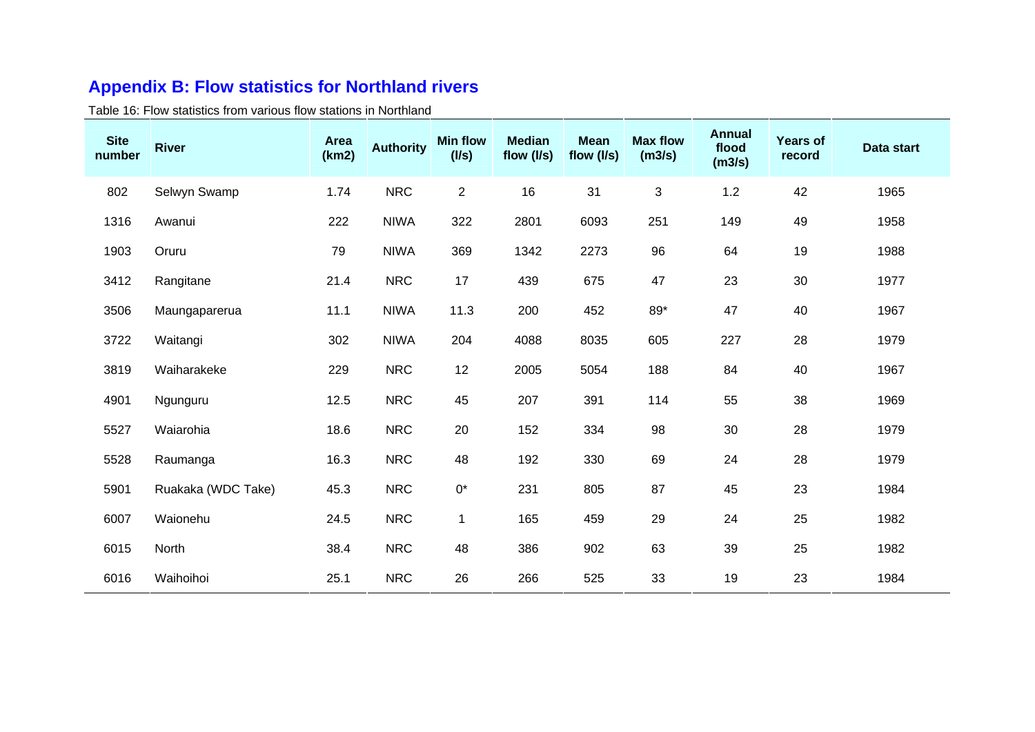## Appendix B: Flow statistics for Northland rivers

Table 16: Flow statistics from various flow stations in Northland

| Site number | River | Area (km2) | Authority | Min flow (l/s) | Median flow (l/s) | Mean flow (l/s) | Max flow (m3/s) | Annual flood (m3/s) | Years of record | Data start |
|---|---|---|---|---|---|---|---|---|---|---|
| 802 | Selwyn Swamp | 1.74 | NRC | 2 | 16 | 31 | 3 | 1.2 | 42 | 1965 |
| 1316 | Awanui | 222 | NIWA | 322 | 2801 | 6093 | 251 | 149 | 49 | 1958 |
| 1903 | Oruru | 79 | NIWA | 369 | 1342 | 2273 | 96 | 64 | 19 | 1988 |
| 3412 | Rangitane | 21.4 | NRC | 17 | 439 | 675 | 47 | 23 | 30 | 1977 |
| 3506 | Maungaparerua | 11.1 | NIWA | 11.3 | 200 | 452 | 89* | 47 | 40 | 1967 |
| 3722 | Waitangi | 302 | NIWA | 204 | 4088 | 8035 | 605 | 227 | 28 | 1979 |
| 3819 | Waiharakeke | 229 | NRC | 12 | 2005 | 5054 | 188 | 84 | 40 | 1967 |
| 4901 | Ngunguru | 12.5 | NRC | 45 | 207 | 391 | 114 | 55 | 38 | 1969 |
| 5527 | Waiarohia | 18.6 | NRC | 20 | 152 | 334 | 98 | 30 | 28 | 1979 |
| 5528 | Raumanga | 16.3 | NRC | 48 | 192 | 330 | 69 | 24 | 28 | 1979 |
| 5901 | Ruakaka (WDC Take) | 45.3 | NRC | 0* | 231 | 805 | 87 | 45 | 23 | 1984 |
| 6007 | Waionehu | 24.5 | NRC | 1 | 165 | 459 | 29 | 24 | 25 | 1982 |
| 6015 | North | 38.4 | NRC | 48 | 386 | 902 | 63 | 39 | 25 | 1982 |
| 6016 | Waihoihoi | 25.1 | NRC | 26 | 266 | 525 | 33 | 19 | 23 | 1984 |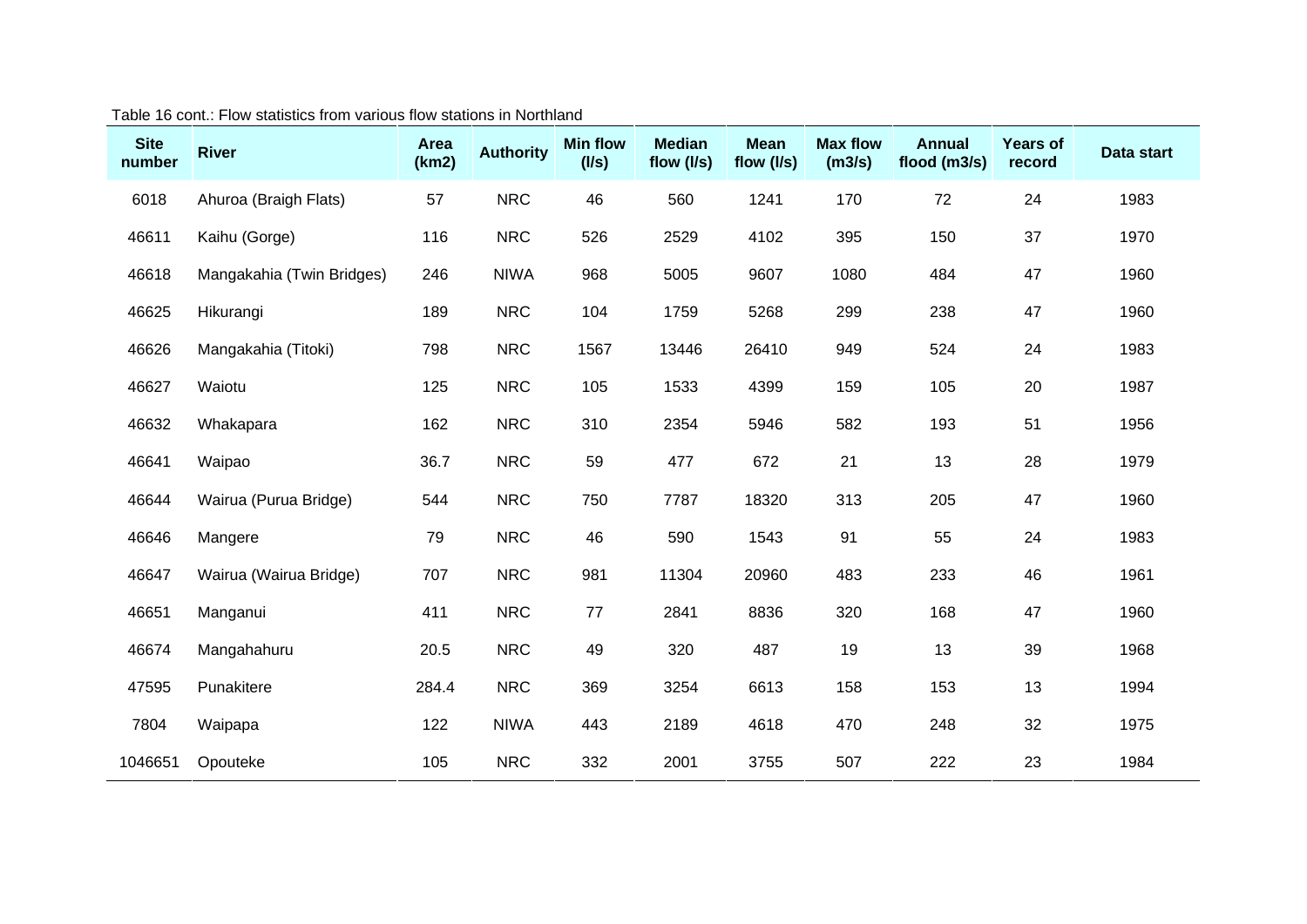Table 16 cont.: Flow statistics from various flow stations in Northland

| Site number | River | Area (km2) | Authority | Min flow (l/s) | Median flow (l/s) | Mean flow (l/s) | Max flow (m3/s) | Annual flood (m3/s) | Years of record | Data start |
|---|---|---|---|---|---|---|---|---|---|---|
| 6018 | Ahuroa (Braigh Flats) | 57 | NRC | 46 | 560 | 1241 | 170 | 72 | 24 | 1983 |
| 46611 | Kaihu (Gorge) | 116 | NRC | 526 | 2529 | 4102 | 395 | 150 | 37 | 1970 |
| 46618 | Mangakahia (Twin Bridges) | 246 | NIWA | 968 | 5005 | 9607 | 1080 | 484 | 47 | 1960 |
| 46625 | Hikurangi | 189 | NRC | 104 | 1759 | 5268 | 299 | 238 | 47 | 1960 |
| 46626 | Mangakahia (Titoki) | 798 | NRC | 1567 | 13446 | 26410 | 949 | 524 | 24 | 1983 |
| 46627 | Waiotu | 125 | NRC | 105 | 1533 | 4399 | 159 | 105 | 20 | 1987 |
| 46632 | Whakapara | 162 | NRC | 310 | 2354 | 5946 | 582 | 193 | 51 | 1956 |
| 46641 | Waipao | 36.7 | NRC | 59 | 477 | 672 | 21 | 13 | 28 | 1979 |
| 46644 | Wairua (Purua Bridge) | 544 | NRC | 750 | 7787 | 18320 | 313 | 205 | 47 | 1960 |
| 46646 | Mangere | 79 | NRC | 46 | 590 | 1543 | 91 | 55 | 24 | 1983 |
| 46647 | Wairua (Wairua Bridge) | 707 | NRC | 981 | 11304 | 20960 | 483 | 233 | 46 | 1961 |
| 46651 | Manganui | 411 | NRC | 77 | 2841 | 8836 | 320 | 168 | 47 | 1960 |
| 46674 | Mangahahuru | 20.5 | NRC | 49 | 320 | 487 | 19 | 13 | 39 | 1968 |
| 47595 | Punakitere | 284.4 | NRC | 369 | 3254 | 6613 | 158 | 153 | 13 | 1994 |
| 7804 | Waipapa | 122 | NIWA | 443 | 2189 | 4618 | 470 | 248 | 32 | 1975 |
| 1046651 | Opouteke | 105 | NRC | 332 | 2001 | 3755 | 507 | 222 | 23 | 1984 |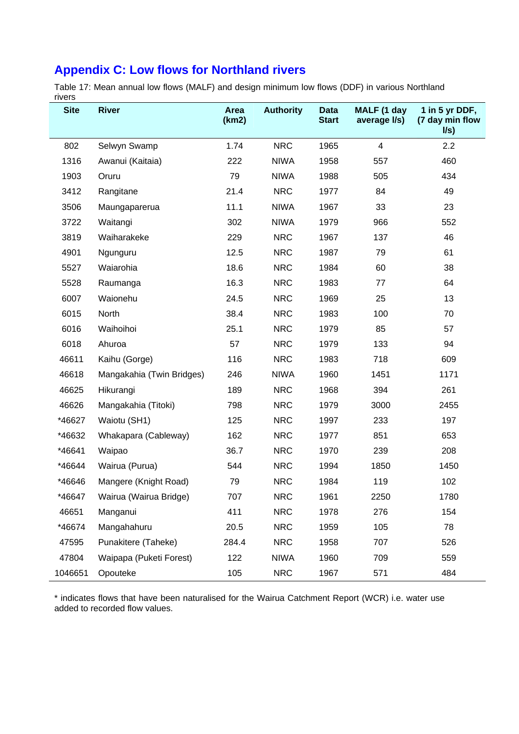## Appendix C: Low flows for Northland rivers

Table 17: Mean annual low flows (MALF) and design minimum low flows (DDF) in various Northland rivers

| Site | River | Area (km2) | Authority | Data Start | MALF (1 day average l/s) | 1 in 5 yr DDF, (7 day min flow l/s) |
|---|---|---|---|---|---|---|
| 802 | Selwyn Swamp | 1.74 | NRC | 1965 | 4 | 2.2 |
| 1316 | Awanui (Kaitaia) | 222 | NIWA | 1958 | 557 | 460 |
| 1903 | Oruru | 79 | NIWA | 1988 | 505 | 434 |
| 3412 | Rangitane | 21.4 | NRC | 1977 | 84 | 49 |
| 3506 | Maungaparerua | 11.1 | NIWA | 1967 | 33 | 23 |
| 3722 | Waitangi | 302 | NIWA | 1979 | 966 | 552 |
| 3819 | Waiharakeke | 229 | NRC | 1967 | 137 | 46 |
| 4901 | Ngunguru | 12.5 | NRC | 1987 | 79 | 61 |
| 5527 | Waiarohia | 18.6 | NRC | 1984 | 60 | 38 |
| 5528 | Raumanga | 16.3 | NRC | 1983 | 77 | 64 |
| 6007 | Waionehu | 24.5 | NRC | 1969 | 25 | 13 |
| 6015 | North | 38.4 | NRC | 1983 | 100 | 70 |
| 6016 | Waihoihoi | 25.1 | NRC | 1979 | 85 | 57 |
| 6018 | Ahuroa | 57 | NRC | 1979 | 133 | 94 |
| 46611 | Kaihu (Gorge) | 116 | NRC | 1983 | 718 | 609 |
| 46618 | Mangakahia (Twin Bridges) | 246 | NIWA | 1960 | 1451 | 1171 |
| 46625 | Hikurangi | 189 | NRC | 1968 | 394 | 261 |
| 46626 | Mangakahia (Titoki) | 798 | NRC | 1979 | 3000 | 2455 |
| *46627 | Waiotu (SH1) | 125 | NRC | 1997 | 233 | 197 |
| *46632 | Whakapara (Cableway) | 162 | NRC | 1977 | 851 | 653 |
| *46641 | Waipao | 36.7 | NRC | 1970 | 239 | 208 |
| *46644 | Wairua (Purua) | 544 | NRC | 1994 | 1850 | 1450 |
| *46646 | Mangere (Knight Road) | 79 | NRC | 1984 | 119 | 102 |
| *46647 | Wairua (Wairua Bridge) | 707 | NRC | 1961 | 2250 | 1780 |
| 46651 | Manganui | 411 | NRC | 1978 | 276 | 154 |
| *46674 | Mangahahuru | 20.5 | NRC | 1959 | 105 | 78 |
| 47595 | Punakitere (Taheke) | 284.4 | NRC | 1958 | 707 | 526 |
| 47804 | Waipapa (Puketi Forest) | 122 | NIWA | 1960 | 709 | 559 |
| 1046651 | Opouteke | 105 | NRC | 1967 | 571 | 484 |

* indicates flows that have been naturalised for the Wairua Catchment Report (WCR) i.e. water use added to recorded flow values.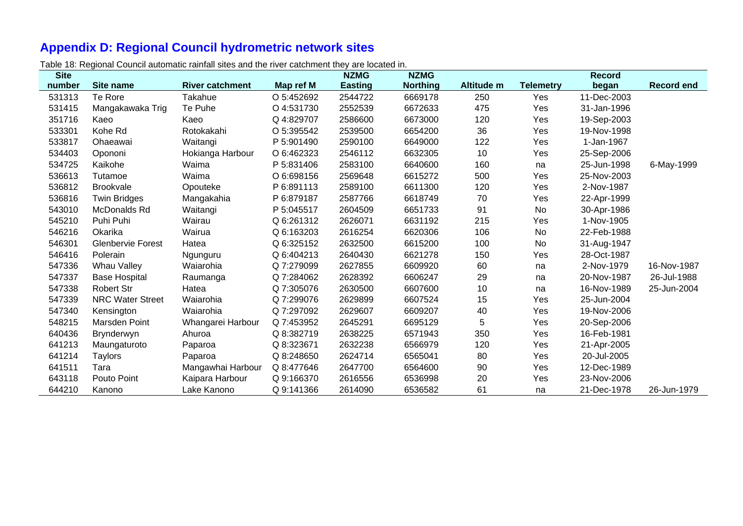## Appendix D: Regional Council hydrometric network sites

Table 18: Regional Council automatic rainfall sites and the river catchment they are located in.

| Site number | Site name | River catchment | Map ref M | NZMG Easting | NZMG Northing | Altitude m | Telemetry | Record began | Record end |
|---|---|---|---|---|---|---|---|---|---|
| 531313 | Te Rore | Takahue | O 5:452692 | 2544722 | 6669178 | 250 | Yes | 11-Dec-2003 | |
| 531415 | Mangakawaka Trig | Te Puhe | O 4:531730 | 2552539 | 6672633 | 475 | Yes | 31-Jan-1996 | |
| 351716 | Kaeo | Kaeo | Q 4:829707 | 2586600 | 6673000 | 120 | Yes | 19-Sep-2003 | |
| 533301 | Kohe Rd | Rotokakahi | O 5:395542 | 2539500 | 6654200 | 36 | Yes | 19-Nov-1998 | |
| 533817 | Ohaeawai | Waitangi | P 5:901490 | 2590100 | 6649000 | 122 | Yes | 1-Jan-1967 | |
| 534403 | Opononi | Hokianga Harbour | O 6:462323 | 2546112 | 6632305 | 10 | Yes | 25-Sep-2006 | |
| 534725 | Kaikohe | Waima | P 5:831406 | 2583100 | 6640600 | 160 | na | 25-Jun-1998 | 6-May-1999 |
| 536613 | Tutamoe | Waima | O 6:698156 | 2569648 | 6615272 | 500 | Yes | 25-Nov-2003 | |
| 536812 | Brookvale | Opouteke | P 6:891113 | 2589100 | 6611300 | 120 | Yes | 2-Nov-1987 | |
| 536816 | Twin Bridges | Mangakahia | P 6:879187 | 2587766 | 6618749 | 70 | Yes | 22-Apr-1999 | |
| 543010 | McDonalds Rd | Waitangi | P 5:045517 | 2604509 | 6651733 | 91 | No | 30-Apr-1986 | |
| 545210 | Puhi Puhi | Wairau | Q 6:261312 | 2626071 | 6631192 | 215 | Yes | 1-Nov-1905 | |
| 546216 | Okarika | Wairua | Q 6:163203 | 2616254 | 6620306 | 106 | No | 22-Feb-1988 | |
| 546301 | Glenbervie Forest | Hatea | Q 6:325152 | 2632500 | 6615200 | 100 | No | 31-Aug-1947 | |
| 546416 | Polerain | Ngunguru | Q 6:404213 | 2640430 | 6621278 | 150 | Yes | 28-Oct-1987 | |
| 547336 | Whau Valley | Waiarohia | Q 7:279099 | 2627855 | 6609920 | 60 | na | 2-Nov-1979 | 16-Nov-1987 |
| 547337 | Base Hospital | Raumanga | Q 7:284062 | 2628392 | 6606247 | 29 | na | 20-Nov-1987 | 26-Jul-1988 |
| 547338 | Robert Str | Hatea | Q 7:305076 | 2630500 | 6607600 | 10 | na | 16-Nov-1989 | 25-Jun-2004 |
| 547339 | NRC Water Street | Waiarohia | Q 7:299076 | 2629899 | 6607524 | 15 | Yes | 25-Jun-2004 | |
| 547340 | Kensington | Waiarohia | Q 7:297092 | 2629607 | 6609207 | 40 | Yes | 19-Nov-2006 | |
| 548215 | Marsden Point | Whangarei Harbour | Q 7:453952 | 2645291 | 6695129 | 5 | Yes | 20-Sep-2006 | |
| 640436 | Brynderwyn | Ahuroa | Q 8:382719 | 2638225 | 6571943 | 350 | Yes | 16-Feb-1981 | |
| 641213 | Maungaturoto | Paparoa | Q 8:323671 | 2632238 | 6566979 | 120 | Yes | 21-Apr-2005 | |
| 641214 | Taylors | Paparoa | Q 8:248650 | 2624714 | 6565041 | 80 | Yes | 20-Jul-2005 | |
| 641511 | Tara | Mangawhai Harbour | Q 8:477646 | 2647700 | 6564600 | 90 | Yes | 12-Dec-1989 | |
| 643118 | Pouto Point | Kaipara Harbour | Q 9:166370 | 2616556 | 6536998 | 20 | Yes | 23-Nov-2006 | |
| 644210 | Kanono | Lake Kanono | Q 9:141366 | 2614090 | 6536582 | 61 | na | 21-Dec-1978 | 26-Jun-1979 |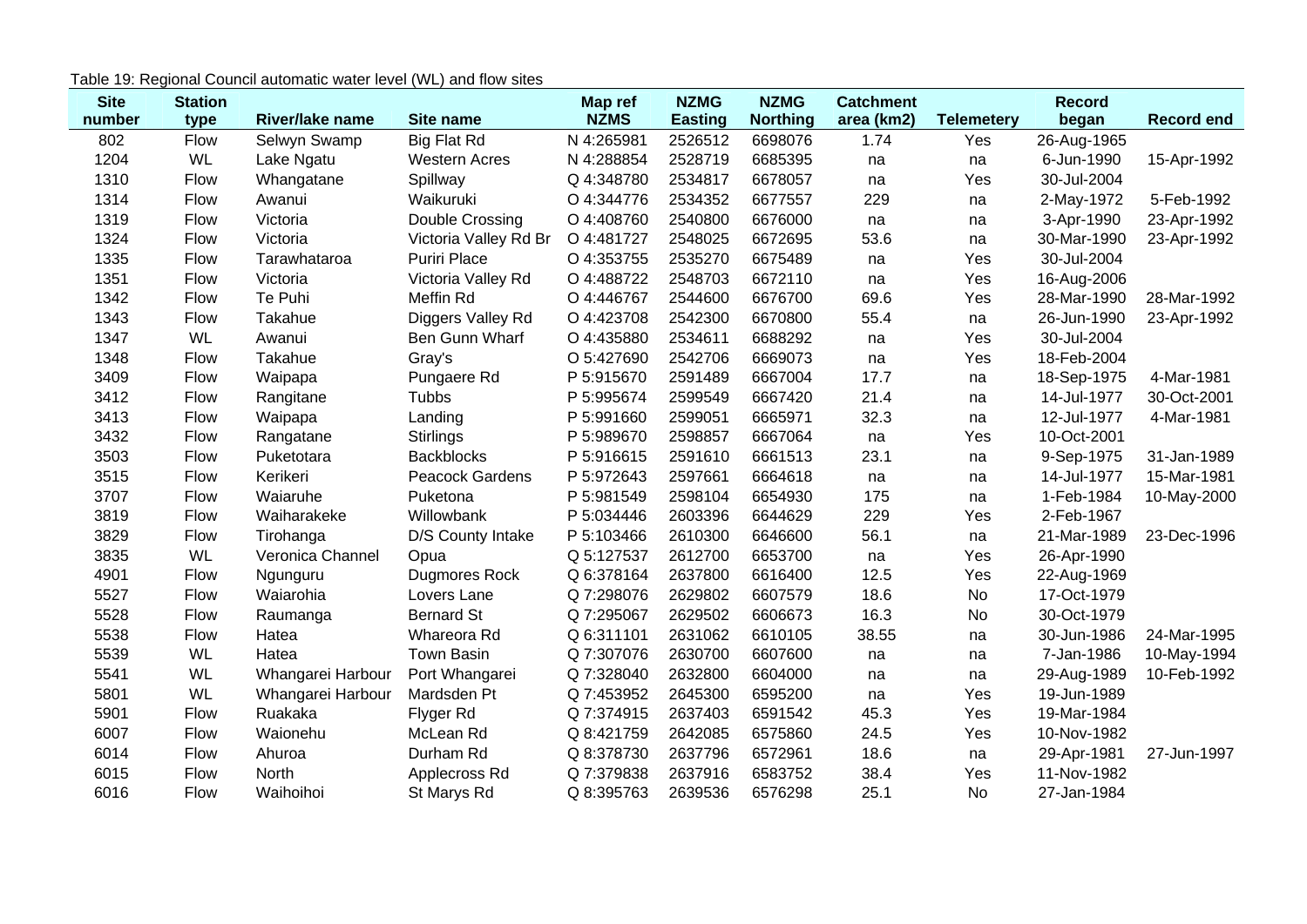Table 19: Regional Council automatic water level (WL) and flow sites

| Site number | Station type | River/lake name | Site name | Map ref NZMS | NZMG Easting | NZMG Northing | Catchment area (km2) | Telemetry | Record began | Record end |
|---|---|---|---|---|---|---|---|---|---|---|
| 802 | Flow | Selwyn Swamp | Big Flat Rd | N 4:265981 | 2526512 | 6698076 | 1.74 | Yes | 26-Aug-1965 | |
| 1204 | WL | Lake Ngatu | Western Acres | N 4:288854 | 2528719 | 6685395 | na | na | 6-Jun-1990 | 15-Apr-1992 |
| 1310 | Flow | Whangatane | Spillway | Q 4:348780 | 2534817 | 6678057 | na | Yes | 30-Jul-2004 | |
| 1314 | Flow | Awanui | Waikuruki | O 4:344776 | 2534352 | 6677557 | 229 | na | 2-May-1972 | 5-Feb-1992 |
| 1319 | Flow | Victoria | Double Crossing | O 4:408760 | 2540800 | 6676000 | na | na | 3-Apr-1990 | 23-Apr-1992 |
| 1324 | Flow | Victoria | Victoria Valley Rd Br | O 4:481727 | 2548025 | 6672695 | 53.6 | na | 30-Mar-1990 | 23-Apr-1992 |
| 1335 | Flow | Tarawhataroa | Puriri Place | O 4:353755 | 2535270 | 6675489 | na | Yes | 30-Jul-2004 | |
| 1351 | Flow | Victoria | Victoria Valley Rd | O 4:488722 | 2548703 | 6672110 | na | Yes | 16-Aug-2006 | |
| 1342 | Flow | Te Puhi | Meffin Rd | O 4:446767 | 2544600 | 6676700 | 69.6 | Yes | 28-Mar-1990 | 28-Mar-1992 |
| 1343 | Flow | Takahue | Diggers Valley Rd | O 4:423708 | 2542300 | 6670800 | 55.4 | na | 26-Jun-1990 | 23-Apr-1992 |
| 1347 | WL | Awanui | Ben Gunn Wharf | O 4:435880 | 2534611 | 6688292 | na | Yes | 30-Jul-2004 | |
| 1348 | Flow | Takahue | Gray's | O 5:427690 | 2542706 | 6669073 | na | Yes | 18-Feb-2004 | |
| 3409 | Flow | Waipapa | Pungaere Rd | P 5:915670 | 2591489 | 6667004 | 17.7 | na | 18-Sep-1975 | 4-Mar-1981 |
| 3412 | Flow | Rangitane | Tubbs | P 5:995674 | 2599549 | 6667420 | 21.4 | na | 14-Jul-1977 | 30-Oct-2001 |
| 3413 | Flow | Waipapa | Landing | P 5:991660 | 2599051 | 6665971 | 32.3 | na | 12-Jul-1977 | 4-Mar-1981 |
| 3432 | Flow | Rangatane | Stirlings | P 5:989670 | 2598857 | 6667064 | na | Yes | 10-Oct-2001 | |
| 3503 | Flow | Puketotara | Backblocks | P 5:916615 | 2591610 | 6661513 | 23.1 | na | 9-Sep-1975 | 31-Jan-1989 |
| 3515 | Flow | Kerikeri | Peacock Gardens | P 5:972643 | 2597661 | 6664618 | na | na | 14-Jul-1977 | 15-Mar-1981 |
| 3707 | Flow | Waiaruhe | Puketona | P 5:981549 | 2598104 | 6654930 | 175 | na | 1-Feb-1984 | 10-May-2000 |
| 3819 | Flow | Waiharakeke | Willowbank | P 5:034446 | 2603396 | 6644629 | 229 | Yes | 2-Feb-1967 | |
| 3829 | Flow | Tirohanga | D/S County Intake | P 5:103466 | 2610300 | 6646600 | 56.1 | na | 21-Mar-1989 | 23-Dec-1996 |
| 3835 | WL | Veronica Channel | Opua | Q 5:127537 | 2612700 | 6653700 | na | Yes | 26-Apr-1990 | |
| 4901 | Flow | Ngunguru | Dugmores Rock | Q 6:378164 | 2637800 | 6616400 | 12.5 | Yes | 22-Aug-1969 | |
| 5527 | Flow | Waiarohia | Lovers Lane | Q 7:298076 | 2629802 | 6607579 | 18.6 | No | 17-Oct-1979 | |
| 5528 | Flow | Raumanga | Bernard St | Q 7:295067 | 2629502 | 6606673 | 16.3 | No | 30-Oct-1979 | |
| 5538 | Flow | Hatea | Whareora Rd | Q 6:311101 | 2631062 | 6610105 | 38.55 | na | 30-Jun-1986 | 24-Mar-1995 |
| 5539 | WL | Hatea | Town Basin | Q 7:307076 | 2630700 | 6607600 | na | na | 7-Jan-1986 | 10-May-1994 |
| 5541 | WL | Whangarei Harbour | Port Whangarei | Q 7:328040 | 2632800 | 6604000 | na | na | 29-Aug-1989 | 10-Feb-1992 |
| 5801 | WL | Whangarei Harbour | Mardsden Pt | Q 7:453952 | 2645300 | 6595200 | na | Yes | 19-Jun-1989 | |
| 5901 | Flow | Ruakaka | Flyger Rd | Q 7:374915 | 2637403 | 6591542 | 45.3 | Yes | 19-Mar-1984 | |
| 6007 | Flow | Waionehu | McLean Rd | Q 8:421759 | 2642085 | 6575860 | 24.5 | Yes | 10-Nov-1982 | |
| 6014 | Flow | Ahuroa | Durham Rd | Q 8:378730 | 2637796 | 6572961 | 18.6 | na | 29-Apr-1981 | 27-Jun-1997 |
| 6015 | Flow | North | Applecross Rd | Q 7:379838 | 2637916 | 6583752 | 38.4 | Yes | 11-Nov-1982 | |
| 6016 | Flow | Waihoihoi | St Marys Rd | Q 8:395763 | 2639536 | 6576298 | 25.1 | No | 27-Jan-1984 | |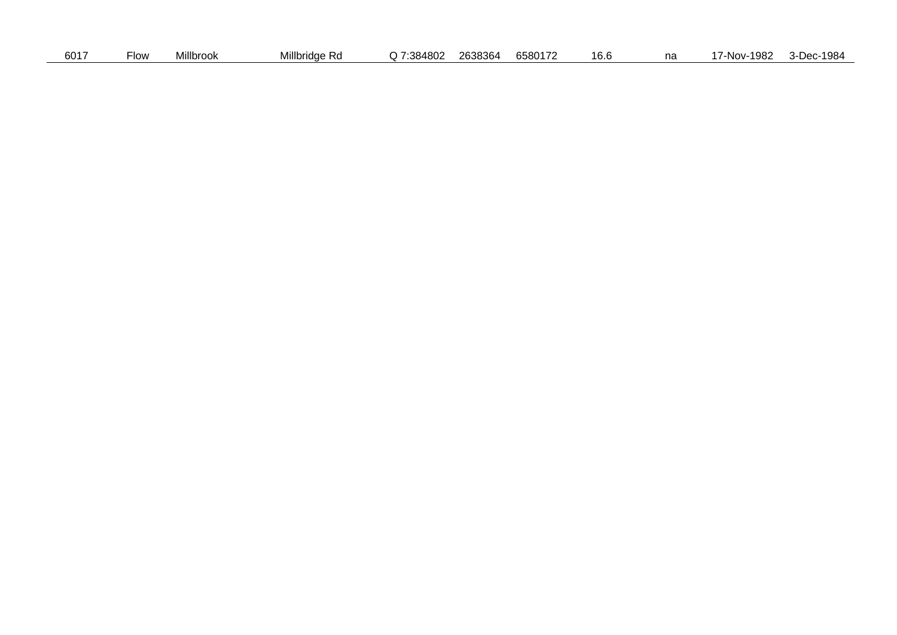| | | | | | | | | | | |
|---|---|---|---|---|---|---|---|---|---|---|
| 6017 | Flow | Millbrook | Millbridge Rd | Q 7:384802 | 2638364 | 6580172 | 16.6 | na | 17-Nov-1982 | 3-Dec-1984 |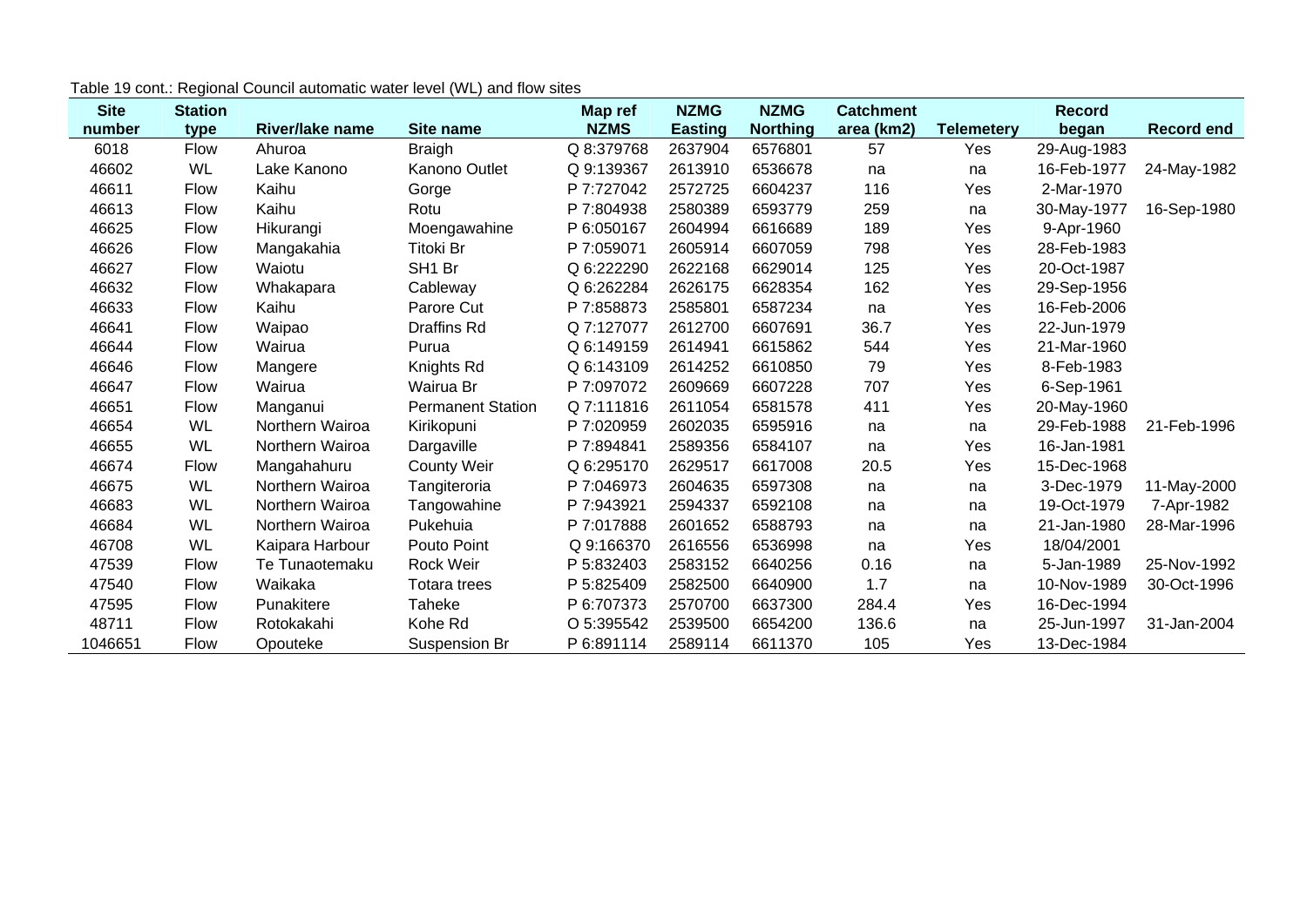Table 19 cont.: Regional Council automatic water level (WL) and flow sites

| Site number | Station type | River/lake name | Site name | Map ref NZMS | NZMG Easting | NZMG Northing | Catchment area (km2) | Telemetery | Record began | Record end |
|---|---|---|---|---|---|---|---|---|---|---|
| 6018 | Flow | Ahuroa | Braigh | Q 8:379768 | 2637904 | 6576801 | 57 | Yes | 29-Aug-1983 | |
| 46602 | WL | Lake Kanono | Kanono Outlet | Q 9:139367 | 2613910 | 6536678 | na | na | 16-Feb-1977 | 24-May-1982 |
| 46611 | Flow | Kaihu | Gorge | P 7:727042 | 2572725 | 6604237 | 116 | Yes | 2-Mar-1970 | |
| 46613 | Flow | Kaihu | Rotu | P 7:804938 | 2580389 | 6593779 | 259 | na | 30-May-1977 | 16-Sep-1980 |
| 46625 | Flow | Hikurangi | Moengawahine | P 6:050167 | 2604994 | 6616689 | 189 | Yes | 9-Apr-1960 | |
| 46626 | Flow | Mangakahia | Titoki Br | P 7:059071 | 2605914 | 6607059 | 798 | Yes | 28-Feb-1983 | |
| 46627 | Flow | Waiotu | SH1 Br | Q 6:222290 | 2622168 | 6629014 | 125 | Yes | 20-Oct-1987 | |
| 46632 | Flow | Whakapara | Cableway | Q 6:262284 | 2626175 | 6628354 | 162 | Yes | 29-Sep-1956 | |
| 46633 | Flow | Kaihu | Parore Cut | P 7:858873 | 2585801 | 6587234 | na | Yes | 16-Feb-2006 | |
| 46641 | Flow | Waipao | Draffins Rd | Q 7:127077 | 2612700 | 6607691 | 36.7 | Yes | 22-Jun-1979 | |
| 46644 | Flow | Wairua | Purua | Q 6:149159 | 2614941 | 6615862 | 544 | Yes | 21-Mar-1960 | |
| 46646 | Flow | Mangere | Knights Rd | Q 6:143109 | 2614252 | 6610850 | 79 | Yes | 8-Feb-1983 | |
| 46647 | Flow | Wairua | Wairua Br | P 7:097072 | 2609669 | 6607228 | 707 | Yes | 6-Sep-1961 | |
| 46651 | Flow | Manganui | Permanent Station | Q 7:111816 | 2611054 | 6581578 | 411 | Yes | 20-May-1960 | |
| 46654 | WL | Northern Wairoa | Kirikopuni | P 7:020959 | 2602035 | 6595916 | na | na | 29-Feb-1988 | 21-Feb-1996 |
| 46655 | WL | Northern Wairoa | Dargaville | P 7:894841 | 2589356 | 6584107 | na | Yes | 16-Jan-1981 | |
| 46674 | Flow | Mangahahuru | County Weir | Q 6:295170 | 2629517 | 6617008 | 20.5 | Yes | 15-Dec-1968 | |
| 46675 | WL | Northern Wairoa | Tangiteroria | P 7:046973 | 2604635 | 6597308 | na | na | 3-Dec-1979 | 11-May-2000 |
| 46683 | WL | Northern Wairoa | Tangowahine | P 7:943921 | 2594337 | 6592108 | na | na | 19-Oct-1979 | 7-Apr-1982 |
| 46684 | WL | Northern Wairoa | Pukehuia | P 7:017888 | 2601652 | 6588793 | na | na | 21-Jan-1980 | 28-Mar-1996 |
| 46708 | WL | Kaipara Harbour | Pouto Point | Q 9:166370 | 2616556 | 6536998 | na | Yes | 18/04/2001 | |
| 47539 | Flow | Te Tunaotemaku | Rock Weir | P 5:832403 | 2583152 | 6640256 | 0.16 | na | 5-Jan-1989 | 25-Nov-1992 |
| 47540 | Flow | Waikaka | Totara trees | P 5:825409 | 2582500 | 6640900 | 1.7 | na | 10-Nov-1989 | 30-Oct-1996 |
| 47595 | Flow | Punakitere | Taheke | P 6:707373 | 2570700 | 6637300 | 284.4 | Yes | 16-Dec-1994 | |
| 48711 | Flow | Rotokakahi | Kohe Rd | O 5:395542 | 2539500 | 6654200 | 136.6 | na | 25-Jun-1997 | 31-Jan-2004 |
| 1046651 | Flow | Opouteke | Suspension Br | P 6:891114 | 2589114 | 6611370 | 105 | Yes | 13-Dec-1984 | |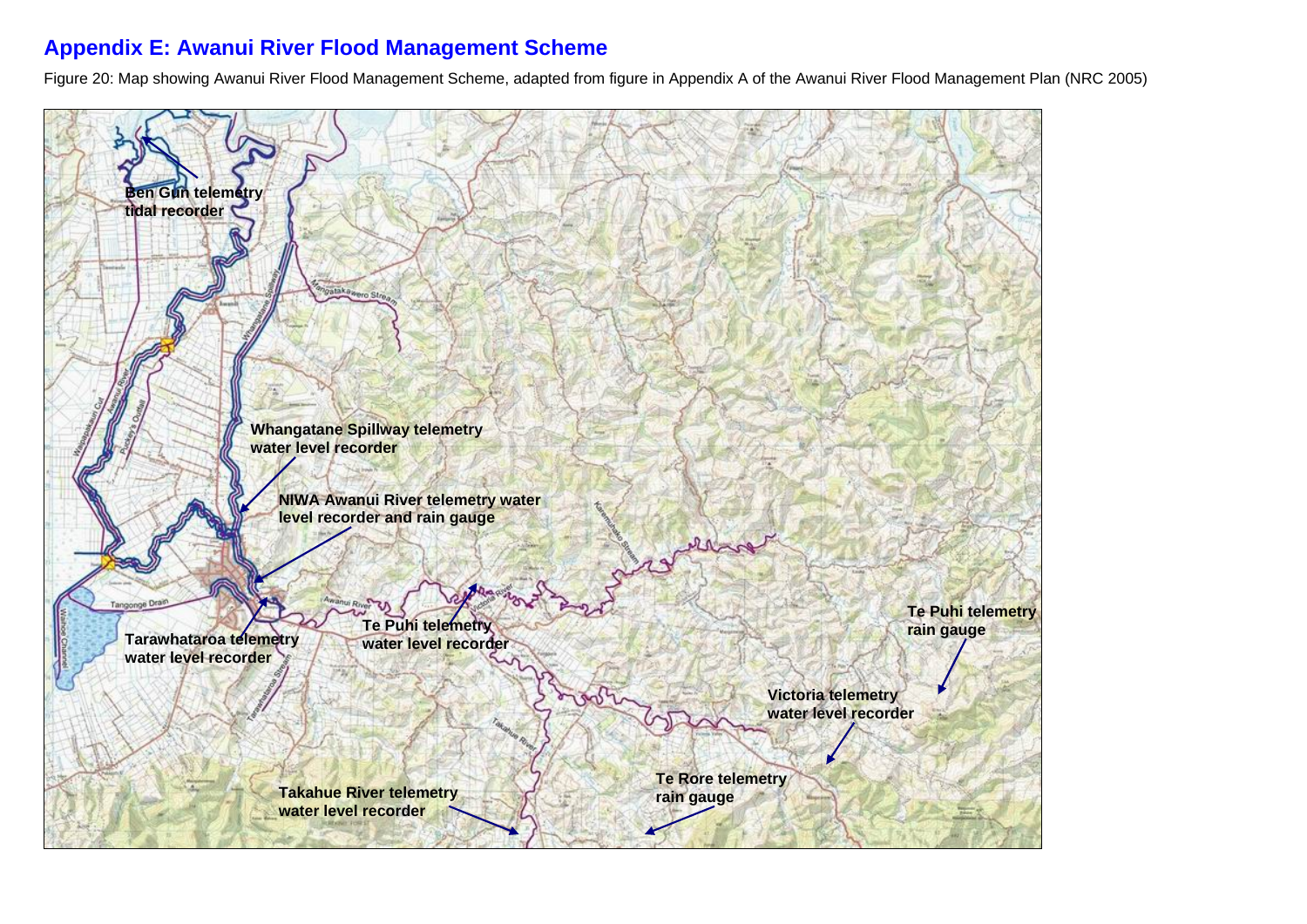## Appendix E: Awanui River Flood Management Scheme

Figure 20: Map showing Awanui River Flood Management Scheme, adapted from figure in Appendix A of the Awanui River Flood Management Plan (NRC 2005)

Ben Gun telemetry tidal recorder

Whangatane Spillway telemetry water level recorder

NIWA Awanui River telemetry water level recorder and rain gauge

Tarawhataroa telemetry water level recorder

Te Puhi telemetry water level recorder

Te Puhi telemetry rain gauge

Victoria telemetry water level recorder

Te Rore telemetry rain gauge

Takahue River telemetry water level recorder